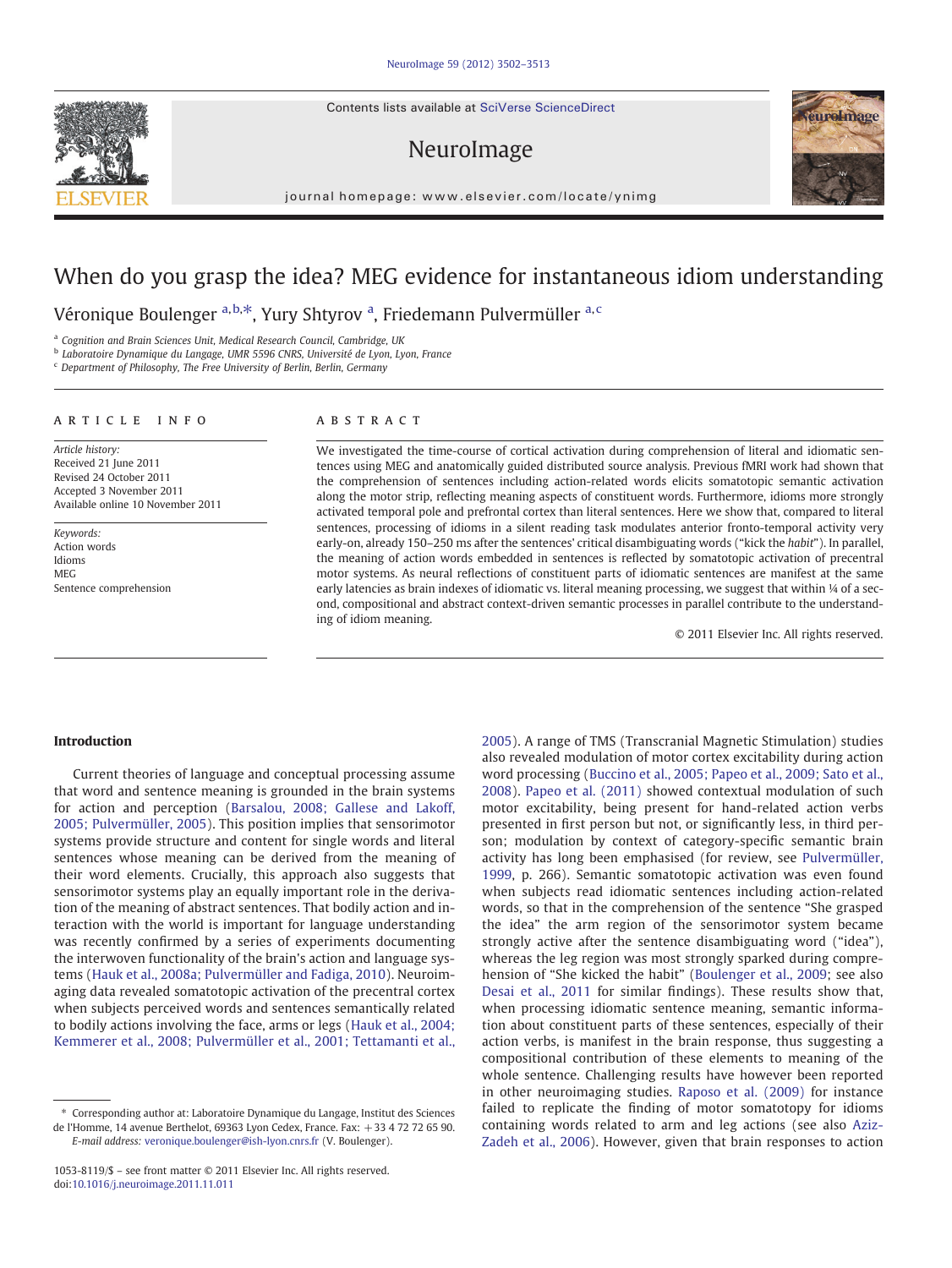# When do you grasp the idea? MEG evidence for instantaneous idiom understanding

Véronique Boulenger [a,b,*], Yury Shtyrov [a], Friedemann Pulvermüller [a,c]

[a] Cognition and Brain Sciences Unit, Medical Research Council, Cambridge, UK
[b] Laboratoire Dynamique du Langage, UMR 5596 CNRS, Université de Lyon, Lyon, France
[c] Department of Philosophy, The Free University of Berlin, Berlin, Germany

**ARTICLE INFO**

*Article history:*
Received 21 June 2011
Revised 24 October 2011
Accepted 3 November 2011
Available online 10 November 2011

*Keywords:*
Action words
Idioms
MEG
Sentence comprehension

**ABSTRACT**

We investigated the time-course of cortical activation during comprehension of literal and idiomatic sentences using MEG and anatomically guided distributed source analysis. Previous fMRI work had shown that the comprehension of sentences including action-related words elicits somatotopic semantic activation along the motor strip, reflecting meaning aspects of constituent words. Furthermore, idioms more strongly activated temporal pole and prefrontal cortex than literal sentences. Here we show that, compared to literal sentences, processing of idioms in a silent reading task modulates anterior fronto-temporal activity very early-on, already 150–250 ms after the sentences' critical disambiguating words ("kick the *habit*"). In parallel, the meaning of action words embedded in sentences is reflected by somatotopic activation of precentral motor systems. As neural reflections of constituent parts of idiomatic sentences are manifest at the same early latencies as brain indexes of idiomatic vs. literal meaning processing, we suggest that within ¼ of a second, compositional and abstract context-driven semantic processes in parallel contribute to the understanding of idiom meaning.

© 2011 Elsevier Inc. All rights reserved.

## Introduction

Current theories of language and conceptual processing assume that word and sentence meaning is grounded in the brain systems for action and perception (Barsalou, 2008; Gallese and Lakoff, 2005; Pulvermüller, 2005). This position implies that sensorimotor systems provide structure and content for single words and literal sentences whose meaning can be derived from the meaning of their word elements. Crucially, this approach also suggests that sensorimotor systems play an equally important role in the derivation of the meaning of abstract sentences. That bodily action and interaction with the world is important for language understanding was recently confirmed by a series of experiments documenting the interwoven functionality of the brain's action and language systems (Hauk et al., 2008a; Pulvermüller and Fadiga, 2010). Neuroimaging data revealed somatotopic activation of the precentral cortex when subjects perceived words and sentences semantically related to bodily actions involving the face, arms or legs (Hauk et al., 2004; Kemmerer et al., 2008; Pulvermüller et al., 2001; Tettamanti et al., 2005). A range of TMS (Transcranial Magnetic Stimulation) studies also revealed modulation of motor cortex excitability during action word processing (Buccino et al., 2005; Papeo et al., 2009; Sato et al., 2008). Papeo et al. (2011) showed contextual modulation of such motor excitability, being present for hand-related action verbs presented in first person but not, or significantly less, in third person; modulation by context of category-specific semantic brain activity has long been emphasised (for review, see Pulvermüller, 1999, p. 266). Semantic somatotopic activation was even found when subjects read idiomatic sentences including action-related words, so that in the comprehension of the sentence "She grasped the idea" the arm region of the sensorimotor system became strongly active after the sentence disambiguating word ("idea"), whereas the leg region was most strongly sparked during comprehension of "She kicked the habit" (Boulenger et al., 2009; see also Desai et al., 2011 for similar findings). These results show that, when processing idiomatic sentence meaning, semantic information about constituent parts of these sentences, especially of their action verbs, is manifest in the brain response, thus suggesting a compositional contribution of these elements to meaning of the whole sentence. Challenging results have however been reported in other neuroimaging studies. Raposo et al. (2009) for instance failed to replicate the finding of motor somatotopy for idioms containing words related to arm and leg actions (see also Aziz-Zadeh et al., 2006). However, given that brain responses to action

* Corresponding author at: Laboratoire Dynamique du Langage, Institut des Sciences de l'Homme, 14 avenue Berthelot, 69363 Lyon Cedex, France. Fax: +33 4 72 72 65 90.
*E-mail address:* veronique.boulenger@ish-lyon.cnrs.fr (V. Boulenger).

1053-8119/$ – see front matter © 2011 Elsevier Inc. All rights reserved.
doi:10.1016/j.neuroimage.2011.11.011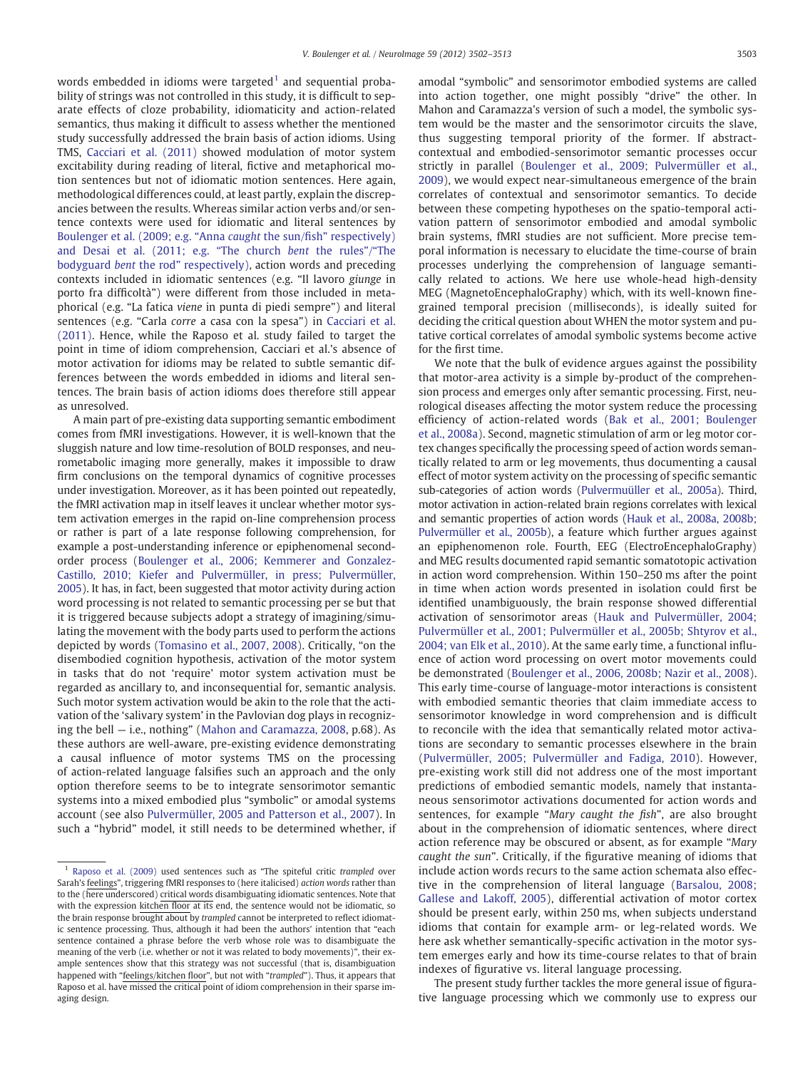words embedded in idioms were targeted[1] and sequential probability of strings was not controlled in this study, it is difficult to separate effects of cloze probability, idiomaticity and action-related semantics, thus making it difficult to assess whether the mentioned study successfully addressed the brain basis of action idioms. Using TMS, Cacciari et al. (2011) showed modulation of motor system excitability during reading of literal, fictive and metaphorical motion sentences but not of idiomatic motion sentences. Here again, methodological differences could, at least partly, explain the discrepancies between the results. Whereas similar action verbs and/or sentence contexts were used for idiomatic and literal sentences by Boulenger et al. (2009; e.g. "Anna *caught* the sun/fish" respectively) and Desai et al. (2011; e.g. "The church *bent* the rules"/"The bodyguard *bent* the rod" respectively), action words and preceding contexts included in idiomatic sentences (e.g. "Il lavoro *giunge* in porto fra difficoltà") were different from those included in metaphorical (e.g. "La fatica *viene* in punta di piedi sempre") and literal sentences (e.g. "Carla *corre* a casa con la spesa") in Cacciari et al. (2011). Hence, while the Raposo et al. study failed to target the point in time of idiom comprehension, Cacciari et al.'s absence of motor activation for idioms may be related to subtle semantic differences between the words embedded in idioms and literal sentences. The brain basis of action idioms does therefore still appear as unresolved.

A main part of pre-existing data supporting semantic embodiment comes from fMRI investigations. However, it is well-known that the sluggish nature and low time-resolution of BOLD responses, and neurometabolic imaging more generally, makes it impossible to draw firm conclusions on the temporal dynamics of cognitive processes under investigation. Moreover, as it has been pointed out repeatedly, the fMRI activation map in itself leaves it unclear whether motor system activation emerges in the rapid on-line comprehension process or rather is part of a late response following comprehension, for example a post-understanding inference or epiphenomenal second-order process (Boulenger et al., 2006; Kemmerer and Gonzalez-Castillo, 2010; Kiefer and Pulvermüller, in press; Pulvermüller, 2005). It has, in fact, been suggested that motor activity during action word processing is not related to semantic processing per se but that it is triggered because subjects adopt a strategy of imagining/simulating the movement with the body parts used to perform the actions depicted by words (Tomasino et al., 2007, 2008). Critically, "on the disembodied cognition hypothesis, activation of the motor system in tasks that do not 'require' motor system activation must be regarded as ancillary to, and inconsequential for, semantic analysis. Such motor system activation would be akin to the role that the activation of the 'salivary system' in the Pavlovian dog plays in recognizing the bell — i.e., nothing" (Mahon and Caramazza, 2008, p.68). As these authors are well-aware, pre-existing evidence demonstrating a causal influence of motor systems TMS on the processing of action-related language falsifies such an approach and the only option therefore seems to be to integrate sensorimotor semantic systems into a mixed embodied plus "symbolic" or amodal systems account (see also Pulvermüller, 2005 and Patterson et al., 2007). In such a "hybrid" model, it still needs to be determined whether, if amodal "symbolic" and sensorimotor embodied systems are called into action together, one might possibly "drive" the other. In Mahon and Caramazza's version of such a model, the symbolic system would be the master and the sensorimotor circuits the slave, thus suggesting temporal priority of the former. If abstract-contextual and embodied-sensorimotor semantic processes occur strictly in parallel (Boulenger et al., 2009; Pulvermüller et al., 2009), we would expect near-simultaneous emergence of the brain correlates of contextual and sensorimotor semantics. To decide between these competing hypotheses on the spatio-temporal activation pattern of sensorimotor embodied and amodal symbolic brain systems, fMRI studies are not sufficient. More precise temporal information is necessary to elucidate the time-course of brain processes underlying the comprehension of language semantically related to actions. We here use whole-head high-density MEG (MagnetoEncephaloGraphy) which, with its well-known fine-grained temporal precision (milliseconds), is ideally suited for deciding the critical question about WHEN the motor system and putative cortical correlates of amodal symbolic systems become active for the first time.

We note that the bulk of evidence argues against the possibility that motor-area activity is a simple by-product of the comprehension process and emerges only after semantic processing. First, neurological diseases affecting the motor system reduce the processing efficiency of action-related words (Bak et al., 2001; Boulenger et al., 2008a). Second, magnetic stimulation of arm or leg motor cortex changes specifically the processing speed of action words semantically related to arm or leg movements, thus documenting a causal effect of motor system activity on the processing of specific semantic sub-categories of action words (Pulvermuüller et al., 2005a). Third, motor activation in action-related brain regions correlates with lexical and semantic properties of action words (Hauk et al., 2008a, 2008b; Pulvermüller et al., 2005b), a feature which further argues against an epiphenomenon role. Fourth, EEG (ElectroEncephaloGraphy) and MEG results documented rapid semantic somatotopic activation in action word comprehension. Within 150–250 ms after the point in time when action words presented in isolation could first be identified unambiguously, the brain response showed differential activation of sensorimotor areas (Hauk and Pulvermüller, 2004; Pulvermüller et al., 2001; Pulvermüller et al., 2005b; Shtyrov et al., 2004; van Elk et al., 2010). At the same early time, a functional influence of action word processing on overt motor movements could be demonstrated (Boulenger et al., 2006, 2008b; Nazir et al., 2008). This early time-course of language-motor interactions is consistent with embodied semantic theories that claim immediate access to sensorimotor knowledge in word comprehension and is difficult to reconcile with the idea that semantically related motor activations are secondary to semantic processes elsewhere in the brain (Pulvermüller, 2005; Pulvermüller and Fadiga, 2010). However, pre-existing work still did not address one of the most important predictions of embodied semantic models, namely that instantaneous sensorimotor activations documented for action words and sentences, for example "*Mary caught the fish*", are also brought about in the comprehension of idiomatic sentences, where direct action reference may be obscured or absent, as for example "*Mary caught the sun*". Critically, if the figurative meaning of idioms that include action words recurs to the same action schemata also effective in the comprehension of literal language (Barsalou, 2008; Gallese and Lakoff, 2005), differential activation of motor cortex should be present early, within 250 ms, when subjects understand idioms that contain for example arm- or leg-related words. We here ask whether semantically-specific activation in the motor system emerges early and how its time-course relates to that of brain indexes of figurative vs. literal language processing.

The present study further tackles the more general issue of figurative language processing which we commonly use to express our

[1] Raposo et al. (2009) used sentences such as "The spiteful critic *trampled* over Sarah's feelings", triggering fMRI responses to (here italicised) *action words* rather than to the (here underscored) critical words disambiguating idiomatic sentences. Note that with the expression kitchen floor at its end, the sentence would not be idiomatic, so the brain response brought about by *trampled* cannot be interpreted to reflect idiomatic sentence processing. Thus, although it had been the authors' intention that "each sentence contained a phrase before the verb whose role was to disambiguate the meaning of the verb (i.e. whether or not it was related to body movements)", their example sentences show that this strategy was not successful (that is, disambiguation happened with "feelings/kitchen floor", but not with "*trampled*"). Thus, it appears that Raposo et al. have missed the critical point of idiom comprehension in their sparse imaging design.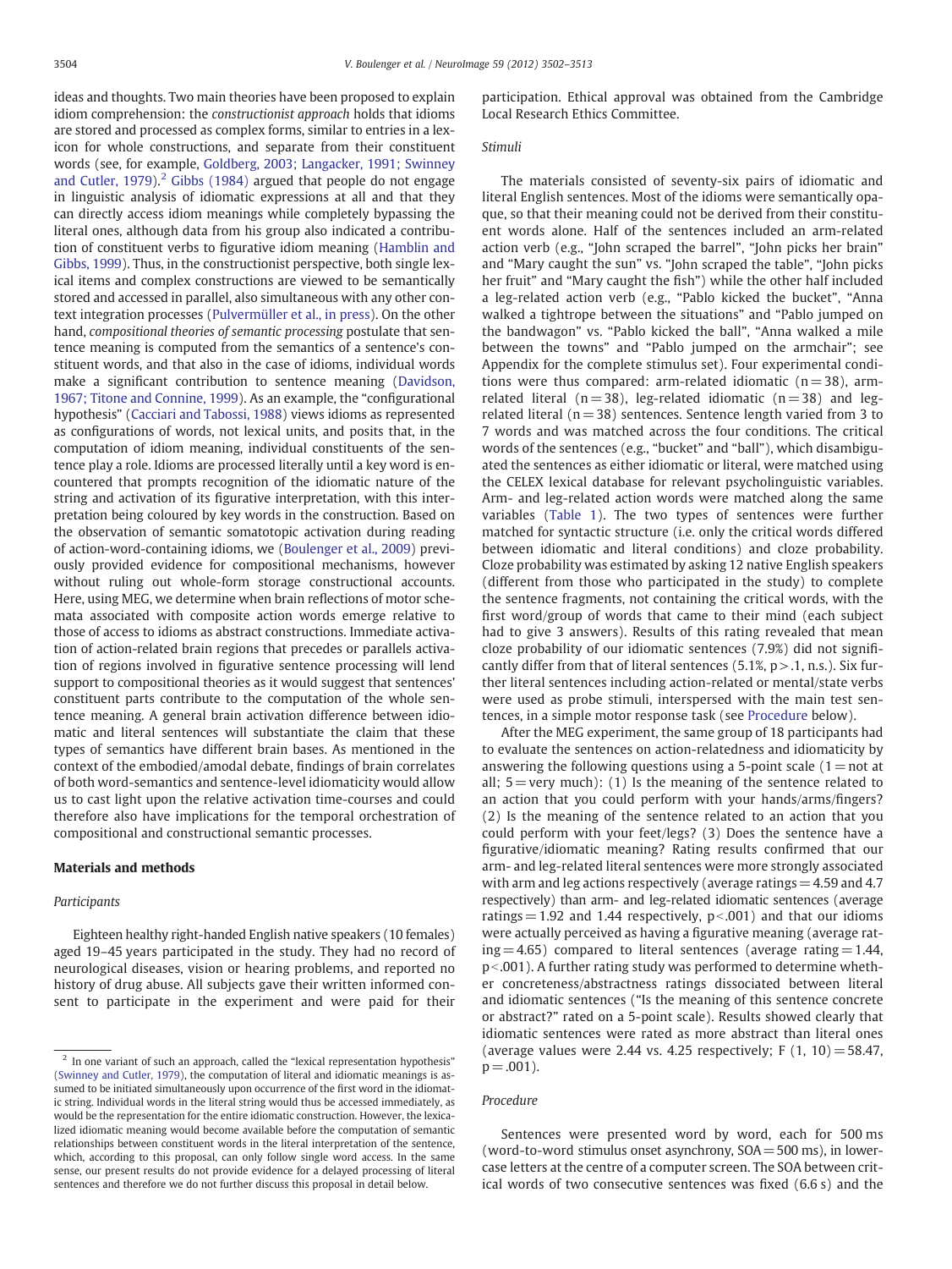ideas and thoughts. Two main theories have been proposed to explain idiom comprehension: the *constructionist approach* holds that idioms are stored and processed as complex forms, similar to entries in a lexicon for whole constructions, and separate from their constituent words (see, for example, Goldberg, 2003; Langacker, 1991; Swinney and Cutler, 1979).[2] Gibbs (1984) argued that people do not engage in linguistic analysis of idiomatic expressions at all and that they can directly access idiom meanings while completely bypassing the literal ones, although data from his group also indicated a contribution of constituent verbs to figurative idiom meaning (Hamblin and Gibbs, 1999). Thus, in the constructionist perspective, both single lexical items and complex constructions are viewed to be semantically stored and accessed in parallel, also simultaneous with any other context integration processes (Pulvermüller et al., in press). On the other hand, *compositional theories of semantic processing* postulate that sentence meaning is computed from the semantics of a sentence's constituent words, and that also in the case of idioms, individual words make a significant contribution to sentence meaning (Davidson, 1967; Titone and Connine, 1999). As an example, the "configurational hypothesis" (Cacciari and Tabossi, 1988) views idioms as represented as configurations of words, not lexical units, and posits that, in the computation of idiom meaning, individual constituents of the sentence play a role. Idioms are processed literally until a key word is encountered that prompts recognition of the idiomatic nature of the string and activation of its figurative interpretation, with this interpretation being coloured by key words in the construction. Based on the observation of semantic somatotopic activation during reading of action-word-containing idioms, we (Boulenger et al., 2009) previously provided evidence for compositional mechanisms, however without ruling out whole-form storage constructional accounts. Here, using MEG, we determine when brain reflections of motor schemata associated with composite action words emerge relative to those of access to idioms as abstract constructions. Immediate activation of action-related brain regions that precedes or parallels activation of regions involved in figurative sentence processing will lend support to compositional theories as it would suggest that sentences' constituent parts contribute to the computation of the whole sentence meaning. A general brain activation difference between idiomatic and literal sentences will substantiate the claim that these types of semantics have different brain bases. As mentioned in the context of the embodied/amodal debate, findings of brain correlates of both word-semantics and sentence-level idiomaticity would allow us to cast light upon the relative activation time-courses and could therefore also have implications for the temporal orchestration of compositional and constructional semantic processes.

## Materials and methods

### Participants

Eighteen healthy right-handed English native speakers (10 females) aged 19–45 years participated in the study. They had no record of neurological diseases, vision or hearing problems, and reported no history of drug abuse. All subjects gave their written informed consent to participate in the experiment and were paid for their participation. Ethical approval was obtained from the Cambridge Local Research Ethics Committee.

### Stimuli

The materials consisted of seventy-six pairs of idiomatic and literal English sentences. Most of the idioms were semantically opaque, so that their meaning could not be derived from their constituent words alone. Half of the sentences included an arm-related action verb (e.g., "John scraped the barrel", "John picks her brain" and "Mary caught the sun" vs. "John scraped the table", "John picks her fruit" and "Mary caught the fish") while the other half included a leg-related action verb (e.g., "Pablo kicked the bucket", "Anna walked a tightrope between the situations" and "Pablo jumped on the bandwagon" vs. "Pablo kicked the ball", "Anna walked a mile between the towns" and "Pablo jumped on the armchair"; see Appendix for the complete stimulus set). Four experimental conditions were thus compared: arm-related idiomatic ($n = 38$), arm-related literal ($n = 38$), leg-related idiomatic ($n = 38$) and leg-related literal ($n = 38$) sentences. Sentence length varied from 3 to 7 words and was matched across the four conditions. The critical words of the sentences (e.g., "bucket" and "ball"), which disambiguated the sentences as either idiomatic or literal, were matched using the CELEX lexical database for relevant psycholinguistic variables. Arm- and leg-related action words were matched along the same variables (Table 1). The two types of sentences were further matched for syntactic structure (i.e. only the critical words differed between idiomatic and literal conditions) and cloze probability. Cloze probability was estimated by asking 12 native English speakers (different from those who participated in the study) to complete the sentence fragments, not containing the critical words, with the first word/group of words that came to their mind (each subject had to give 3 answers). Results of this rating revealed that mean cloze probability of our idiomatic sentences (7.9%) did not significantly differ from that of literal sentences (5.1%, $p > .1$, n.s.). Six further literal sentences including action-related or mental/state verbs were used as probe stimuli, interspersed with the main test sentences, in a simple motor response task (see Procedure below).

After the MEG experiment, the same group of 18 participants had to evaluate the sentences on action-relatedness and idiomaticity by answering the following questions using a 5-point scale (1 = not at all; 5 = very much): (1) Is the meaning of the sentence related to an action that you could perform with your hands/arms/fingers? (2) Is the meaning of the sentence related to an action that you could perform with your feet/legs? (3) Does the sentence have a figurative/idiomatic meaning? Rating results confirmed that our arm- and leg-related literal sentences were more strongly associated with arm and leg actions respectively (average ratings = 4.59 and 4.7 respectively) than arm- and leg-related idiomatic sentences (average ratings = 1.92 and 1.44 respectively, $p < .001$) and that our idioms were actually perceived as having a figurative meaning (average rating = 4.65) compared to literal sentences (average rating = 1.44, $p < .001$). A further rating study was performed to determine whether concreteness/abstractness ratings dissociated between literal and idiomatic sentences ("Is the meaning of this sentence concrete or abstract?" rated on a 5-point scale). Results showed clearly that idiomatic sentences were rated as more abstract than literal ones (average values were 2.44 vs. 4.25 respectively; $F(1, 10) = 58.47$, $p = .001$).

### Procedure

Sentences were presented word by word, each for 500 ms (word-to-word stimulus onset asynchrony, SOA = 500 ms), in lowercase letters at the centre of a computer screen. The SOA between critical words of two consecutive sentences was fixed (6.6 s) and the

---

[2] In one variant of such an approach, called the "lexical representation hypothesis" (Swinney and Cutler, 1979), the computation of literal and idiomatic meanings is assumed to be initiated simultaneously upon occurrence of the first word in the idiomatic string. Individual words in the literal string would thus be accessed immediately, as would be the representation for the entire idiomatic construction. However, the lexicalized idiomatic meaning would become available before the computation of semantic relationships between constituent words in the literal interpretation of the sentence, which, according to this proposal, can only follow single word access. In the same sense, our present results do not provide evidence for a delayed processing of literal sentences and therefore we do not further discuss this proposal in detail below.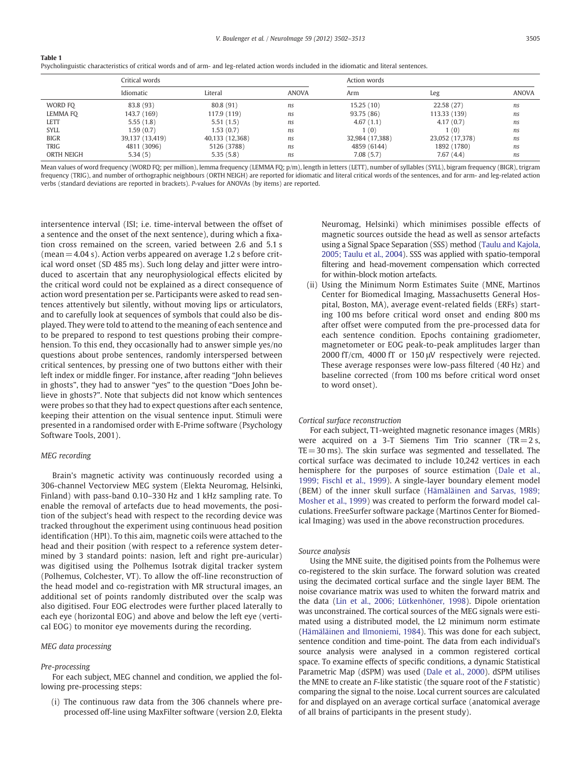**Table 1**
Psycholinguistic characteristics of critical words and of arm- and leg-related action words included in the idiomatic and literal sentences.

| | Critical words | | | Action words | | |
|---|---|---|---|---|---|---|
| | Idiomatic | Literal | ANOVA | Arm | Leg | ANOVA |
| WORD FQ | 83.8 (93) | 80.8 (91) | *ns* | 15.25 (10) | 22.58 (27) | *ns* |
| LEMMA FQ | 143.7 (169) | 117.9 (119) | *ns* | 93.75 (86) | 113.33 (139) | *ns* |
| LETT | 5.55 (1.8) | 5.51 (1.5) | *ns* | 4.67 (1.1) | 4.17 (0.7) | *ns* |
| SYLL | 1.59 (0.7) | 1.53 (0.7) | *ns* | 1 (0) | 1 (0) | *ns* |
| BIGR | 39,137 (13,419) | 40,133 (12,368) | *ns* | 32,984 (17,388) | 23,052 (17,378) | *ns* |
| TRIG | 4811 (3096) | 5126 (3788) | *ns* | 4859 (6144) | 1892 (1780) | *ns* |
| ORTH NEIGH | 5.34 (5) | 5.35 (5.8) | *ns* | 7.08 (5.7) | 7.67 (4.4) | *ns* |

Mean values of word frequency (WORD FQ; per million), lemma frequency (LEMMA FQ; p/m), length in letters (LETT), number of syllables (SYLL), bigram frequency (BIGR), trigram frequency (TRIG), and number of orthographic neighbours (ORTH NEIGH) are reported for idiomatic and literal critical words of the sentences, and for arm- and leg-related action verbs (standard deviations are reported in brackets). *P*-values for ANOVAs (by items) are reported.

intersentence interval (ISI; i.e. time-interval between the offset of a sentence and the onset of the next sentence), during which a fixation cross remained on the screen, varied between 2.6 and 5.1 s (mean = 4.04 s). Action verbs appeared on average 1.2 s before critical word onset (SD 485 ms). Such long delay and jitter were introduced to ascertain that any neurophysiological effects elicited by the critical word could not be explained as a direct consequence of action word presentation per se. Participants were asked to read sentences attentively but silently, without moving lips or articulators, and to carefully look at sequences of symbols that could also be displayed. They were told to attend to the meaning of each sentence and to be prepared to respond to test questions probing their comprehension. To this end, they occasionally had to answer simple yes/no questions about probe sentences, randomly interspersed between critical sentences, by pressing one of two buttons either with their left index or middle finger. For instance, after reading "John believes in ghosts", they had to answer "yes" to the question "Does John believe in ghosts?". Note that subjects did not know which sentences were probes so that they had to expect questions after each sentence, keeping their attention on the visual sentence input. Stimuli were presented in a randomised order with E-Prime software (Psychology Software Tools, 2001).

*MEG recording*

Brain's magnetic activity was continuously recorded using a 306-channel Vectorview MEG system (Elekta Neuromag, Helsinki, Finland) with pass-band 0.10–330 Hz and 1 kHz sampling rate. To enable the removal of artefacts due to head movements, the position of the subject's head with respect to the recording device was tracked throughout the experiment using continuous head position identification (HPI). To this aim, magnetic coils were attached to the head and their position (with respect to a reference system determined by 3 standard points: nasion, left and right pre-auricular) was digitised using the Polhemus Isotrak digital tracker system (Polhemus, Colchester, VT). To allow the off-line reconstruction of the head model and co-registration with MR structural images, an additional set of points randomly distributed over the scalp was also digitised. Four EOG electrodes were further placed laterally to each eye (horizontal EOG) and above and below the left eye (vertical EOG) to monitor eye movements during the recording.

*MEG data processing*

*Pre-processing*

For each subject, MEG channel and condition, we applied the following pre-processing steps:

(i) The continuous raw data from the 306 channels where pre-processed off-line using MaxFilter software (version 2.0, Elekta Neuromag, Helsinki) which minimises possible effects of magnetic sources outside the head as well as sensor artefacts using a Signal Space Separation (SSS) method (Taulu and Kajola, 2005; Taulu et al., 2004). SSS was applied with spatio-temporal filtering and head-movement compensation which corrected for within-block motion artefacts.
(ii) Using the Minimum Norm Estimates Suite (MNE, Martinos Center for Biomedical Imaging, Massachusetts General Hospital, Boston, MA), average event-related fields (ERFs) starting 100 ms before critical word onset and ending 800 ms after offset were computed from the pre-processed data for each sentence condition. Epochs containing gradiometer, magnetometer or EOG peak-to-peak amplitudes larger than 2000 fT/cm, 4000 fT or 150 μV respectively were rejected. These average responses were low-pass filtered (40 Hz) and baseline corrected (from 100 ms before critical word onset to word onset).

*Cortical surface reconstruction*

For each subject, T1-weighted magnetic resonance images (MRIs) were acquired on a 3-T Siemens Tim Trio scanner (TR = 2 s, TE = 30 ms). The skin surface was segmented and tessellated. The cortical surface was decimated to include 10,242 vertices in each hemisphere for the purposes of source estimation (Dale et al., 1999; Fischl et al., 1999). A single-layer boundary element model (BEM) of the inner skull surface (Hämäläinen and Sarvas, 1989; Mosher et al., 1999) was created to perform the forward model calculations. FreeSurfer software package (Martinos Center for Biomedical Imaging) was used in the above reconstruction procedures.

*Source analysis*

Using the MNE suite, the digitised points from the Polhemus were co-registered to the skin surface. The forward solution was created using the decimated cortical surface and the single layer BEM. The noise covariance matrix was used to whiten the forward matrix and the data (Lin et al., 2006; Lütkenhöner, 1998). Dipole orientation was unconstrained. The cortical sources of the MEG signals were estimated using a distributed model, the L2 minimum norm estimate (Hämäläinen and Ilmoniemi, 1984). This was done for each subject, sentence condition and time-point. The data from each individual's source analysis were analysed in a common registered cortical space. To examine effects of specific conditions, a dynamic Statistical Parametric Map (dSPM) was used (Dale et al., 2000). dSPM utilises the MNE to create an *F*-like statistic (the square root of the *F* statistic) comparing the signal to the noise. Local current sources are calculated for and displayed on an average cortical surface (anatomical average of all brains of participants in the present study).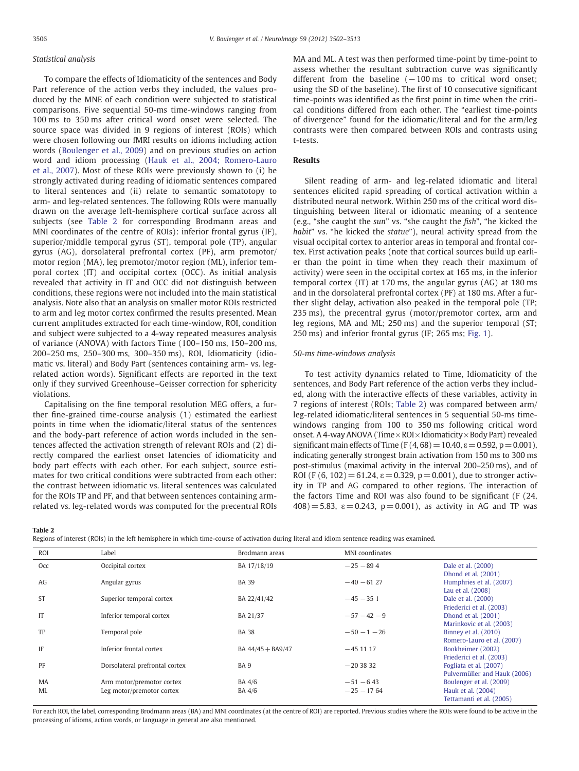### Statistical analysis

To compare the effects of Idiomaticity of the sentences and Body Part reference of the action verbs they included, the values produced by the MNE of each condition were subjected to statistical comparisons. Five sequential 50-ms time-windows ranging from 100 ms to 350 ms after critical word onset were selected. The source space was divided in 9 regions of interest (ROIs) which were chosen following our fMRI results on idioms including action words (Boulenger et al., 2009) and on previous studies on action word and idiom processing (Hauk et al., 2004; Romero-Lauro et al., 2007). Most of these ROIs were previously shown to (i) be strongly activated during reading of idiomatic sentences compared to literal sentences and (ii) relate to semantic somatotopy to arm- and leg-related sentences. The following ROIs were manually drawn on the average left-hemisphere cortical surface across all subjects (see Table 2 for corresponding Brodmann areas and MNI coordinates of the centre of ROIs): inferior frontal gyrus (IF), superior/middle temporal gyrus (ST), temporal pole (TP), angular gyrus (AG), dorsolateral prefrontal cortex (PF), arm premotor/motor region (MA), leg premotor/motor region (ML), inferior temporal cortex (IT) and occipital cortex (OCC). As initial analysis revealed that activity in IT and OCC did not distinguish between conditions, these regions were not included into the main statistical analysis. Note also that an analysis on smaller motor ROIs restricted to arm and leg motor cortex confirmed the results presented. Mean current amplitudes extracted for each time-window, ROI, condition and subject were subjected to a 4-way repeated measures analysis of variance (ANOVA) with factors Time (100–150 ms, 150–200 ms, 200–250 ms, 250–300 ms, 300–350 ms), ROI, Idiomaticity (idiomatic vs. literal) and Body Part (sentences containing arm- vs. leg-related action words). Significant effects are reported in the text only if they survived Greenhouse–Geisser correction for sphericity violations.

Capitalising on the fine temporal resolution MEG offers, a further fine-grained time-course analysis (1) estimated the earliest points in time when the idiomatic/literal status of the sentences and the body-part reference of action words included in the sentences affected the activation strength of relevant ROIs and (2) directly compared the earliest onset latencies of idiomaticity and body part effects with each other. For each subject, source estimates for two critical conditions were subtracted from each other: the contrast between idiomatic vs. literal sentences was calculated for the ROIs TP and PF, and that between sentences containing arm-related vs. leg-related words was computed for the precentral ROIs MA and ML. A test was then performed time-point by time-point to assess whether the resultant subtraction curve was significantly different from the baseline (−100 ms to critical word onset; using the SD of the baseline). The first of 10 consecutive significant time-points was identified as the first point in time when the critical conditions differed from each other. The "earliest time-points of divergence" found for the idiomatic/literal and for the arm/leg contrasts were then compared between ROIs and contrasts using t-tests.

## Results

Silent reading of arm- and leg-related idiomatic and literal sentences elicited rapid spreading of cortical activation within a distributed neural network. Within 250 ms of the critical word distinguishing between literal or idiomatic meaning of a sentence (e.g., "she caught the *sun*" vs. "she caught the *fish*", "he kicked the *habit*" vs. "he kicked the *statue*"), neural activity spread from the visual occipital cortex to anterior areas in temporal and frontal cortex. First activation peaks (note that cortical sources build up earlier than the point in time when they reach their maximum of activity) were seen in the occipital cortex at 165 ms, in the inferior temporal cortex (IT) at 170 ms, the angular gyrus (AG) at 180 ms and in the dorsolateral prefrontal cortex (PF) at 180 ms. After a further slight delay, activation also peaked in the temporal pole (TP; 235 ms), the precentral gyrus (motor/premotor cortex, arm and leg regions, MA and ML; 250 ms) and the superior temporal (ST; 250 ms) and inferior frontal gyrus (IF; 265 ms; Fig. 1).

### 50-ms time-windows analysis

To test activity dynamics related to Time, Idiomaticity of the sentences, and Body Part reference of the action verbs they included, along with the interactive effects of these variables, activity in 7 regions of interest (ROIs; Table 2) was compared between arm/leg-related idiomatic/literal sentences in 5 sequential 50-ms time-windows ranging from 100 to 350 ms following critical word onset. A 4-way ANOVA (Time × ROI × Idiomaticity × Body Part) revealed significant main effects of Time ($F(4, 68) = 10.40$, $\varepsilon = 0.592$, $p = 0.001$), indicating generally strongest brain activation from 150 ms to 300 ms post-stimulus (maximal activity in the interval 200–250 ms), and of ROI ($F(6, 102) = 61.24$, $\varepsilon = 0.329$, $p = 0.001$), due to stronger activity in TP and AG compared to other regions. The interaction of the factors Time and ROI was also found to be significant ($F(24, 408) = 5.83$, $\varepsilon = 0.243$, $p = 0.001$), as activity in AG and TP was

**Table 2**
Regions of interest (ROIs) in the left hemisphere in which time-course of activation during literal and idiom sentence reading was examined.

| ROI | Label | Brodmann areas | MNI coordinates | |
|---|---|---|---|---|
| Occ | Occipital cortex | BA 17/18/19 | −25 −89 4 | Dale et al. (2000) Dhond et al. (2001) |
| AG | Angular gyrus | BA 39 | −40 −61 27 | Humphries et al. (2007) Lau et al. (2008) |
| ST | Superior temporal cortex | BA 22/41/42 | −45 −35 1 | Dale et al. (2000) Friederici et al. (2003) |
| IT | Inferior temporal cortex | BA 21/37 | −57 −42 −9 | Dhond et al. (2001) Marinkovic et al. (2003) |
| TP | Temporal pole | BA 38 | −50 −1 −26 | Binney et al. (2010) Romero-Lauro et al. (2007) |
| IF | Inferior frontal cortex | BA 44/45 + BA9/47 | −45 11 17 | Bookheimer (2002) Friederici et al. (2003) |
| PF | Dorsolateral prefrontal cortex | BA 9 | −20 38 32 | Fogliata et al. (2007) Pulvermüller and Hauk (2006) |
| MA | Arm motor/premotor cortex | BA 4/6 | −51 −6 43 | Boulenger et al. (2009) |
| ML | Leg motor/premotor cortex | BA 4/6 | −25 −17 64 | Hauk et al. (2004) Tettamanti et al. (2005) |

For each ROI, the label, corresponding Brodmann areas (BA) and MNI coordinates (at the centre of ROI) are reported. Previous studies where the ROIs were found to be active in the processing of idioms, action words, or language in general are also mentioned.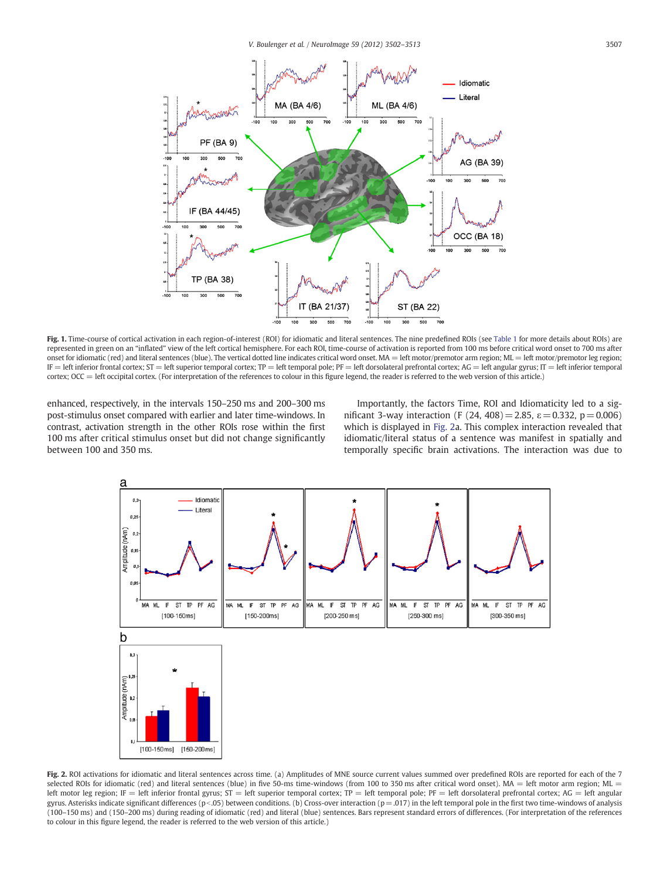**Fig. 1.** Time-course of cortical activation in each region-of-interest (ROI) for idiomatic and literal sentences. The nine predefined ROIs (see Table 1 for more details about ROIs) are represented in green on an "inflated" view of the left cortical hemisphere. For each ROI, time-course of activation is reported from 100 ms before critical word onset to 700 ms after onset for idiomatic (red) and literal sentences (blue). The vertical dotted line indicates critical word onset. MA = left motor/premotor arm region; ML = left motor/premotor leg region; IF = left inferior frontal cortex; ST = left superior temporal cortex; TP = left temporal pole; PF = left dorsolateral prefrontal cortex; AG = left angular gyrus; IT = left inferior temporal cortex; OCC = left occipital cortex. (For interpretation of the references to colour in this figure legend, the reader is referred to the web version of this article.)

enhanced, respectively, in the intervals 150–250 ms and 200–300 ms post-stimulus onset compared with earlier and later time-windows. In contrast, activation strength in the other ROIs rose within the first 100 ms after critical stimulus onset but did not change significantly between 100 and 350 ms.

Importantly, the factors Time, ROI and Idiomaticity led to a significant 3-way interaction ($F\,(24, 408) = 2.85$, $\varepsilon = 0.332$, $p = 0.006$) which is displayed in Fig. 2a. This complex interaction revealed that idiomatic/literal status of a sentence was manifest in spatially and temporally specific brain activations. The interaction was due to

**Fig. 2.** ROI activations for idiomatic and literal sentences across time. (a) Amplitudes of MNE source current values summed over predefined ROIs are reported for each of the 7 selected ROIs for idiomatic (red) and literal sentences (blue) in five 50-ms time-windows (from 100 to 350 ms after critical word onset). MA = left motor arm region; ML = left motor leg region; IF = left inferior frontal gyrus; ST = left superior temporal cortex; TP = left temporal pole; PF = left dorsolateral prefrontal cortex; AG = left angular gyrus. Asterisks indicate significant differences ($p < .05$) between conditions. (b) Cross-over interaction ($p = .017$) in the left temporal pole in the first two time-windows of analysis (100–150 ms) and (150–200 ms) during reading of idiomatic (red) and literal (blue) sentences. Bars represent standard errors of differences. (For interpretation of the references to colour in this figure legend, the reader is referred to the web version of this article.)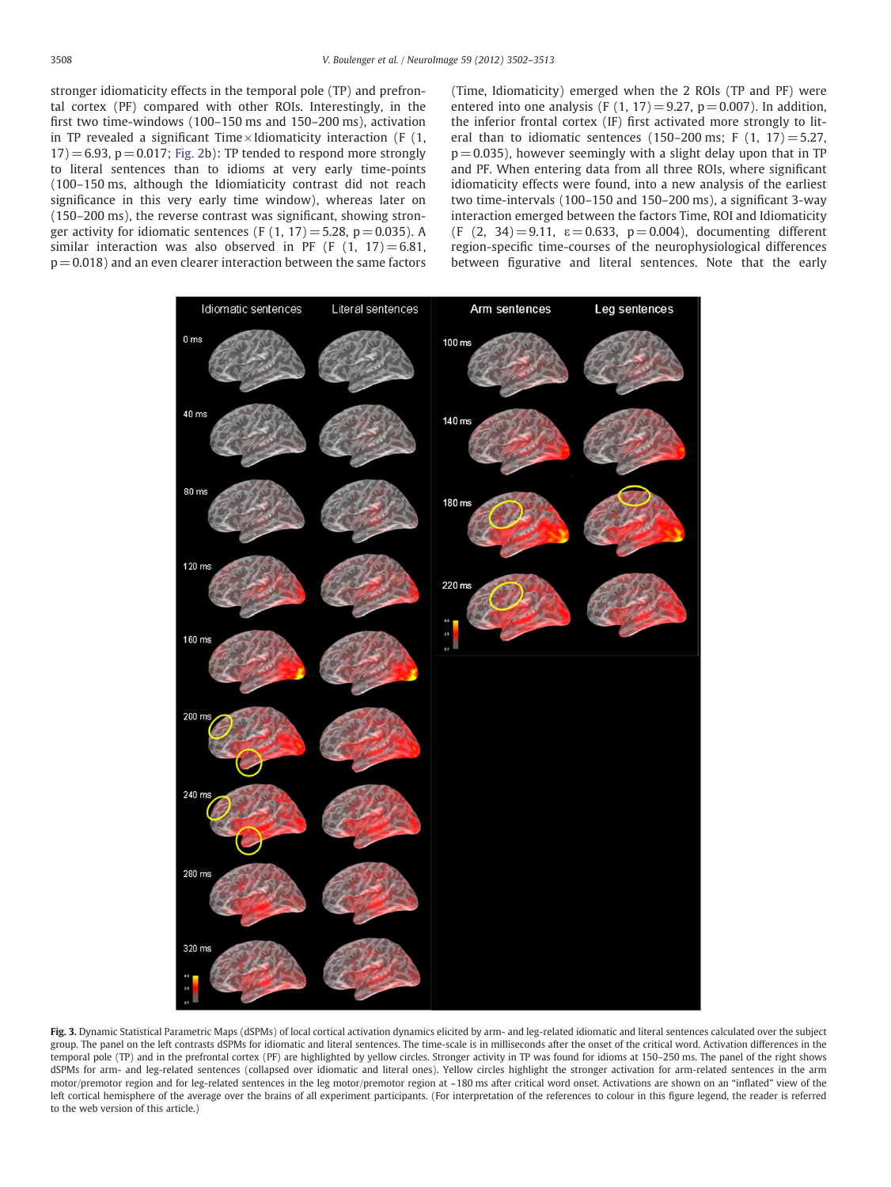stronger idiomaticity effects in the temporal pole (TP) and prefrontal cortex (PF) compared with other ROIs. Interestingly, in the first two time-windows (100–150 ms and 150–200 ms), activation in TP revealed a significant Time × Idiomaticity interaction ($F(1, 17) = 6.93$, $p = 0.017$; Fig. 2b): TP tended to respond more strongly to literal sentences than to idioms at very early time-points (100–150 ms, although the Idiomaticity contrast did not reach significance in this very early time window), whereas later on (150–200 ms), the reverse contrast was significant, showing stronger activity for idiomatic sentences ($F(1, 17) = 5.28$, $p = 0.035$). A similar interaction was also observed in PF ($F(1, 17) = 6.81$, $p = 0.018$) and an even clearer interaction between the same factors (Time, Idiomaticity) emerged when the 2 ROIs (TP and PF) were entered into one analysis ($F(1, 17) = 9.27$, $p = 0.007$). In addition, the inferior frontal cortex (IF) first activated more strongly to literal than to idiomatic sentences (150–200 ms; $F(1, 17) = 5.27$, $p = 0.035$), however seemingly with a slight delay upon that in TP and PF. When entering data from all three ROIs, where significant idiomaticity effects were found, into a new analysis of the earliest two time-intervals (100–150 and 150–200 ms), a significant 3-way interaction emerged between the factors Time, ROI and Idiomaticity ($F(2, 34) = 9.11$, $\varepsilon = 0.633$, $p = 0.004$), documenting different region-specific time-courses of the neurophysiological differences between figurative and literal sentences. Note that the early

**Fig. 3.** Dynamic Statistical Parametric Maps (dSPMs) of local cortical activation dynamics elicited by arm- and leg-related idiomatic and literal sentences calculated over the subject group. The panel on the left contrasts dSPMs for idiomatic and literal sentences. The time-scale is in milliseconds after the onset of the critical word. Activation differences in the temporal pole (TP) and in the prefrontal cortex (PF) are highlighted by yellow circles. Stronger activity in TP was found for idioms at 150–250 ms. The panel of the right shows dSPMs for arm- and leg-related sentences (collapsed over idiomatic and literal ones). Yellow circles highlight the stronger activation for arm-related sentences in the arm motor/premotor region and for leg-related sentences in the leg motor/premotor region at ~180 ms after critical word onset. Activations are shown on an "inflated" view of the left cortical hemisphere of the average over the brains of all experiment participants. (For interpretation of the references to colour in this figure legend, the reader is referred to the web version of this article.)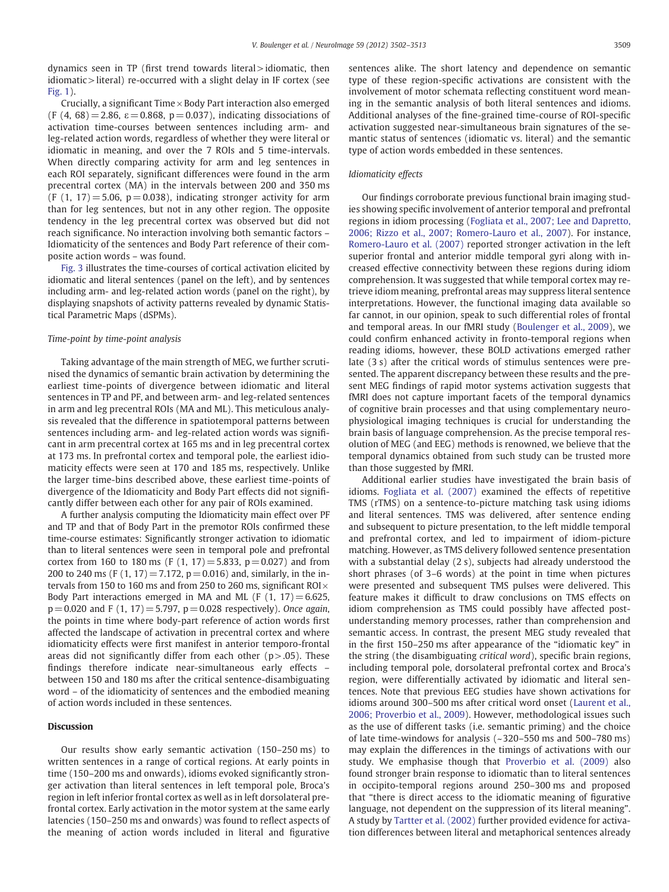dynamics seen in TP (first trend towards literal > idiomatic, then idiomatic > literal) re-occurred with a slight delay in IF cortex (see Fig. 1).

Crucially, a significant Time × Body Part interaction also emerged ($F\ (4,\ 68) = 2.86$, $\varepsilon = 0.868$, $p = 0.037$), indicating dissociations of activation time-courses between sentences including arm- and leg-related action words, regardless of whether they were literal or idiomatic in meaning, and over the 7 ROIs and 5 time-intervals. When directly comparing activity for arm and leg sentences in each ROI separately, significant differences were found in the arm precentral cortex (MA) in the intervals between 200 and 350 ms ($F\ (1,\ 17) = 5.06$, $p = 0.038$), indicating stronger activity for arm than for leg sentences, but not in any other region. The opposite tendency in the leg precentral cortex was observed but did not reach significance. No interaction involving both semantic factors – Idiomaticity of the sentences and Body Part reference of their composite action words – was found.

Fig. 3 illustrates the time-courses of cortical activation elicited by idiomatic and literal sentences (panel on the left), and by sentences including arm- and leg-related action words (panel on the right), by displaying snapshots of activity patterns revealed by dynamic Statistical Parametric Maps (dSPMs).

### *Time-point by time-point analysis*

Taking advantage of the main strength of MEG, we further scrutinised the dynamics of semantic brain activation by determining the earliest time-points of divergence between idiomatic and literal sentences in TP and PF, and between arm- and leg-related sentences in arm and leg precentral ROIs (MA and ML). This meticulous analysis revealed that the difference in spatiotemporal patterns between sentences including arm- and leg-related action words was significant in arm precentral cortex at 165 ms and in leg precentral cortex at 173 ms. In prefrontal cortex and temporal pole, the earliest idiomaticity effects were seen at 170 and 185 ms, respectively. Unlike the larger time-bins described above, these earliest time-points of divergence of the Idiomaticity and Body Part effects did not significantly differ from each other for any pair of ROIs examined.

A further analysis computing the Idiomaticity main effect over PF and TP and that of Body Part in the premotor ROIs confirmed these time-course estimates: Significantly stronger activation to idiomatic than to literal sentences were seen in temporal pole and prefrontal cortex from 160 to 180 ms ($F\ (1,\ 17) = 5.833$, $p = 0.027$) and from 200 to 240 ms ($F\ (1,\ 17) = 7.172$, $p = 0.016$) and, similarly, in the intervals from 150 to 160 ms and from 250 to 260 ms, significant ROI × Body Part interactions emerged in MA and ML ($F\ (1,\ 17) = 6.625$, $p = 0.020$ and $F\ (1,\ 17) = 5.797$, $p = 0.028$ respectively). *Once again*, the points in time where body-part reference of action words first affected the landscape of activation in precentral cortex and where idiomaticity effects were first manifest in anterior temporo-frontal areas did not significantly differ from each other ($p > .05$). These findings therefore indicate near-simultaneous early effects – between 150 and 180 ms after the critical sentence-disambiguating word – of the idiomaticity of sentences and the embodied meaning of action words included in these sentences.

## Discussion

Our results show early semantic activation (150–250 ms) to written sentences in a range of cortical regions. At early points in time (150–200 ms and onwards), idioms evoked significantly stronger activation than literal sentences in left temporal pole, Broca's region in left inferior frontal cortex as well as in left dorsolateral prefrontal cortex. Early activation in the motor system at the same early latencies (150–250 ms and onwards) was found to reflect aspects of the meaning of action words included in literal and figurative sentences alike. The short latency and dependence on semantic type of these region-specific activations are consistent with the involvement of motor schemata reflecting constituent word meaning in the semantic analysis of both literal sentences and idioms. Additional analyses of the fine-grained time-course of ROI-specific activation suggested near-simultaneous brain signatures of the semantic status of sentences (idiomatic vs. literal) and the semantic type of action words embedded in these sentences.

### *Idiomaticity effects*

Our findings corroborate previous functional brain imaging studies showing specific involvement of anterior temporal and prefrontal regions in idiom processing (Fogliata et al., 2007; Lee and Dapretto, 2006; Rizzo et al., 2007; Romero-Lauro et al., 2007). For instance, Romero-Lauro et al. (2007) reported stronger activation in the left superior frontal and anterior middle temporal gyri along with increased effective connectivity between these regions during idiom comprehension. It was suggested that while temporal cortex may retrieve idiom meaning, prefrontal areas may suppress literal sentence interpretations. However, the functional imaging data available so far cannot, in our opinion, speak to such differential roles of frontal and temporal areas. In our fMRI study (Boulenger et al., 2009), we could confirm enhanced activity in fronto-temporal regions when reading idioms, however, these BOLD activations emerged rather late (3 s) after the critical words of stimulus sentences were presented. The apparent discrepancy between these results and the present MEG findings of rapid motor systems activation suggests that fMRI does not capture important facets of the temporal dynamics of cognitive brain processes and that using complementary neurophysiological imaging techniques is crucial for understanding the brain basis of language comprehension. As the precise temporal resolution of MEG (and EEG) methods is renowned, we believe that the temporal dynamics obtained from such study can be trusted more than those suggested by fMRI.

Additional earlier studies have investigated the brain basis of idioms. Fogliata et al. (2007) examined the effects of repetitive TMS (rTMS) on a sentence-to-picture matching task using idioms and literal sentences. TMS was delivered, after sentence ending and subsequent to picture presentation, to the left middle temporal and prefrontal cortex, and led to impairment of idiom-picture matching. However, as TMS delivery followed sentence presentation with a substantial delay (2 s), subjects had already understood the short phrases (of 3–6 words) at the point in time when pictures were presented and subsequent TMS pulses were delivered. This feature makes it difficult to draw conclusions on TMS effects on idiom comprehension as TMS could possibly have affected post-understanding memory processes, rather than comprehension and semantic access. In contrast, the present MEG study revealed that in the first 150–250 ms after appearance of the "idiomatic key" in the string (the disambiguating *critical word*), specific brain regions, including temporal pole, dorsolateral prefrontal cortex and Broca's region, were differentially activated by idiomatic and literal sentences. Note that previous EEG studies have shown activations for idioms around 300–500 ms after critical word onset (Laurent et al., 2006; Proverbio et al., 2009). However, methodological issues such as the use of different tasks (i.e. semantic priming) and the choice of late time-windows for analysis (~320–550 ms and 500–780 ms) may explain the differences in the timings of activations with our study. We emphasise though that Proverbio et al. (2009) also found stronger brain response to idiomatic than to literal sentences in occipito-temporal regions around 250–300 ms and proposed that "there is direct access to the idiomatic meaning of figurative language, not dependent on the suppression of its literal meaning". A study by Tartter et al. (2002) further provided evidence for activation differences between literal and metaphorical sentences already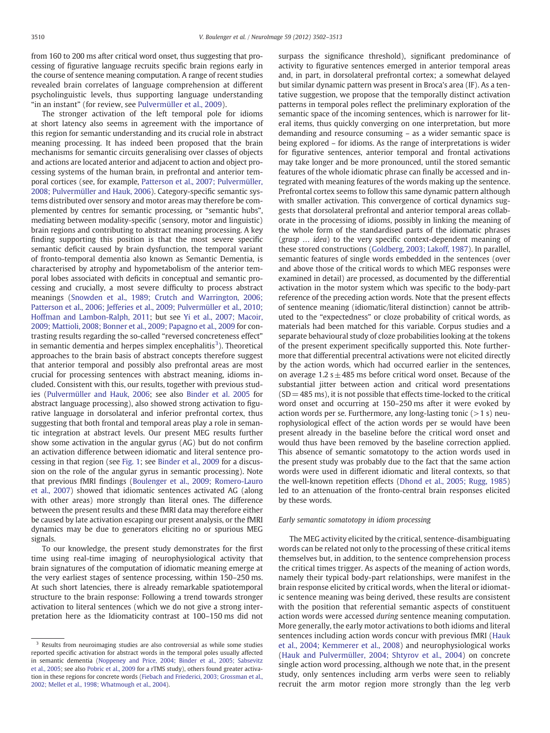from 160 to 200 ms after critical word onset, thus suggesting that processing of figurative language recruits specific brain regions early in the course of sentence meaning computation. A range of recent studies revealed brain correlates of language comprehension at different psycholinguistic levels, thus supporting language understanding "in an instant" (for review, see Pulvermüller et al., 2009).

The stronger activation of the left temporal pole for idioms at short latency also seems in agreement with the importance of this region for semantic understanding and its crucial role in abstract meaning processing. It has indeed been proposed that the brain mechanisms for semantic circuits generalising over classes of objects and actions are located anterior and adjacent to action and object processing systems of the human brain, in prefrontal and anterior temporal cortices (see, for example, Patterson et al., 2007; Pulvermüller, 2008; Pulvermüller and Hauk, 2006). Category-specific semantic systems distributed over sensory and motor areas may therefore be complemented by centres for semantic processing, or "semantic hubs", mediating between modality-specific (sensory, motor and linguistic) brain regions and contributing to abstract meaning processing. A key finding supporting this position is that the most severe specific semantic deficit caused by brain dysfunction, the temporal variant of fronto-temporal dementia also known as Semantic Dementia, is characterised by atrophy and hypometabolism of the anterior temporal lobes associated with deficits in conceptual and semantic processing and crucially, a most severe difficulty to process abstract meanings (Snowden et al., 1989; Crutch and Warrington, 2006; Patterson et al., 2006; Jefferies et al., 2009; Pulvermüller et al., 2010; Hoffman and Lambon-Ralph, 2011; but see Yi et al., 2007; Macoir, 2009; Mattioli, 2008; Bonner et al., 2009; Papagno et al., 2009 for contrasting results regarding the so-called "reversed concreteness effect" in semantic dementia and herpes simplex encephalitis[3]). Theoretical approaches to the brain basis of abstract concepts therefore suggest that anterior temporal and possibly also prefrontal areas are most crucial for processing sentences with abstract meaning, idioms included. Consistent with this, our results, together with previous studies (Pulvermüller and Hauk, 2006; see also Binder et al. 2005 for abstract language processing), also showed strong activation to figurative language in dorsolateral and inferior prefrontal cortex, thus suggesting that both frontal and temporal areas play a role in semantic integration at abstract levels. Our present MEG results further show some activation in the angular gyrus (AG) but do not confirm an activation difference between idiomatic and literal sentence processing in that region (see Fig. 1; see Binder et al., 2009 for a discussion on the role of the angular gyrus in semantic processing). Note that previous fMRI findings (Boulenger et al., 2009; Romero-Lauro et al., 2007) showed that idiomatic sentences activated AG (along with other areas) more strongly than literal ones. The difference between the present results and these fMRI data may therefore either be caused by late activation escaping our present analysis, or the fMRI dynamics may be due to generators eliciting no or spurious MEG signals.

To our knowledge, the present study demonstrates for the first time using real-time imaging of neurophysiological activity that brain signatures of the computation of idiomatic meaning emerge at the very earliest stages of sentence processing, within 150–250 ms. At such short latencies, there is already remarkable spatiotemporal structure to the brain response: Following a trend towards stronger activation to literal sentences (which we do not give a strong interpretation here as the Idiomaticity contrast at 100–150 ms did not surpass the significance threshold), significant predominance of activity to figurative sentences emerged in anterior temporal areas and, in part, in dorsolateral prefrontal cortex; a somewhat delayed but similar dynamic pattern was present in Broca's area (IF). As a tentative suggestion, we propose that the temporally distinct activation patterns in temporal poles reflect the preliminary exploration of the semantic space of the incoming sentences, which is narrower for literal items, thus quickly converging on one interpretation, but more demanding and resource consuming – as a wider semantic space is being explored – for idioms. As the range of interpretations is wider for figurative sentences, anterior temporal and frontal activations may take longer and be more pronounced, until the stored semantic features of the whole idiomatic phrase can finally be accessed and integrated with meaning features of the words making up the sentence. Prefrontal cortex seems to follow this same dynamic pattern although with smaller activation. This convergence of cortical dynamics suggests that dorsolateral prefrontal and anterior temporal areas collaborate in the processing of idioms, possibly in linking the meaning of the whole form of the standardised parts of the idiomatic phrases (*grasp … idea*) to the very specific context-dependent meaning of these stored constructions (Goldberg, 2003; Lakoff, 1987). In parallel, semantic features of single words embedded in the sentences (over and above those of the critical words to which MEG responses were examined in detail) are processed, as documented by the differential activation in the motor system which was specific to the body-part reference of the preceding action words. Note that the present effects of sentence meaning (idiomatic/literal distinction) cannot be attributed to the "expectedness" or cloze probability of critical words, as materials had been matched for this variable. Corpus studies and a separate behavioural study of cloze probabilities looking at the tokens of the present experiment specifically supported this. Note furthermore that differential precentral activations were not elicited directly by the action words, which had occurred earlier in the sentences, on average 1.2 s ± 485 ms before critical word onset. Because of the substantial jitter between action and critical word presentations (SD = 485 ms), it is not possible that effects time-locked to the critical word onset and occurring at 150–250 ms after it were evoked by action words per se. Furthermore, any long-lasting tonic (> 1 s) neurophysiological effect of the action words per se would have been present already in the baseline before the critical word onset and would thus have been removed by the baseline correction applied. This absence of semantic somatotopy to the action words used in the present study was probably due to the fact that the same action words were used in different idiomatic and literal contexts, so that the well-known repetition effects (Dhond et al., 2005; Rugg, 1985) led to an attenuation of the fronto-central brain responses elicited by these words.

### *Early semantic somatotopy in idiom processing*

The MEG activity elicited by the critical, sentence-disambiguating words can be related not only to the processing of these critical items themselves but, in addition, to the sentence comprehension process the critical times trigger. As aspects of the meaning of action words, namely their typical body-part relationships, were manifest in the brain response elicited by critical words, when the literal or idiomatic sentence meaning was being derived, these results are consistent with the position that referential semantic aspects of constituent action words were accessed *during* sentence meaning computation. More generally, the early motor activations to both idioms and literal sentences including action words concur with previous fMRI (Hauk et al., 2004; Kemmerer et al., 2008) and neurophysiological works (Hauk and Pulvermüller, 2004; Shtyrov et al., 2004) on concrete single action word processing, although we note that, in the present study, only sentences including arm verbs were seen to reliably recruit the arm motor region more strongly than the leg verb

[3] Results from neuroimaging studies are also controversial as while some studies reported specific activation for abstract words in the temporal poles usually affected in semantic dementia (Noppeney and Price, 2004; Binder et al., 2005; Sabsevitz et al., 2005; see also Pobric et al., 2009 for a rTMS study), others found greater activation in these regions for concrete words (Fiebach and Friederici, 2003; Grossman et al., 2002; Mellet et al., 1998; Whatmough et al., 2004).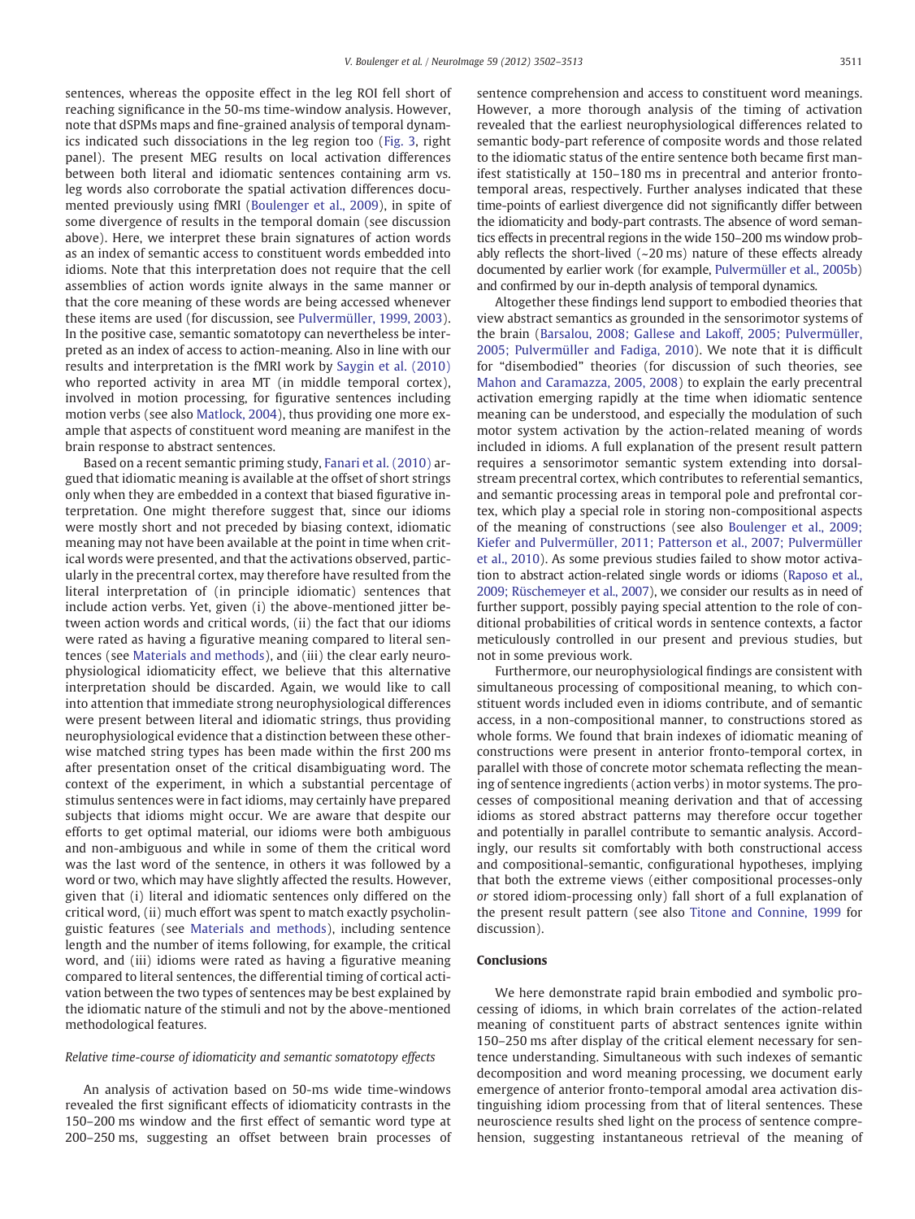sentences, whereas the opposite effect in the leg ROI fell short of reaching significance in the 50-ms time-window analysis. However, note that dSPMs maps and fine-grained analysis of temporal dynamics indicated such dissociations in the leg region too (Fig. 3, right panel). The present MEG results on local activation differences between both literal and idiomatic sentences containing arm vs. leg words also corroborate the spatial activation differences documented previously using fMRI (Boulenger et al., 2009), in spite of some divergence of results in the temporal domain (see discussion above). Here, we interpret these brain signatures of action words as an index of semantic access to constituent words embedded into idioms. Note that this interpretation does not require that the cell assemblies of action words ignite always in the same manner or that the core meaning of these words are being accessed whenever these items are used (for discussion, see Pulvermüller, 1999, 2003). In the positive case, semantic somatotopy can nevertheless be interpreted as an index of access to action-meaning. Also in line with our results and interpretation is the fMRI work by Saygin et al. (2010) who reported activity in area MT (in middle temporal cortex), involved in motion processing, for figurative sentences including motion verbs (see also Matlock, 2004), thus providing one more example that aspects of constituent word meaning are manifest in the brain response to abstract sentences.

Based on a recent semantic priming study, Fanari et al. (2010) argued that idiomatic meaning is available at the offset of short strings only when they are embedded in a context that biased figurative interpretation. One might therefore suggest that, since our idioms were mostly short and not preceded by biasing context, idiomatic meaning may not have been available at the point in time when critical words were presented, and that the activations observed, particularly in the precentral cortex, may therefore have resulted from the literal interpretation of (in principle idiomatic) sentences that include action verbs. Yet, given (i) the above-mentioned jitter between action words and critical words, (ii) the fact that our idioms were rated as having a figurative meaning compared to literal sentences (see Materials and methods), and (iii) the clear early neurophysiological idiomaticity effect, we believe that this alternative interpretation should be discarded. Again, we would like to call into attention that immediate strong neurophysiological differences were present between literal and idiomatic strings, thus providing neurophysiological evidence that a distinction between these otherwise matched string types has been made within the first 200 ms after presentation onset of the critical disambiguating word. The context of the experiment, in which a substantial percentage of stimulus sentences were in fact idioms, may certainly have prepared subjects that idioms might occur. We are aware that despite our efforts to get optimal material, our idioms were both ambiguous and non-ambiguous and while in some of them the critical word was the last word of the sentence, in others it was followed by a word or two, which may have slightly affected the results. However, given that (i) literal and idiomatic sentences only differed on the critical word, (ii) much effort was spent to match exactly psycholinguistic features (see Materials and methods), including sentence length and the number of items following, for example, the critical word, and (iii) idioms were rated as having a figurative meaning compared to literal sentences, the differential timing of cortical activation between the two types of sentences may be best explained by the idiomatic nature of the stimuli and not by the above-mentioned methodological features.

### *Relative time-course of idiomaticity and semantic somatotopy effects*

An analysis of activation based on 50-ms wide time-windows revealed the first significant effects of idiomaticity contrasts in the 150–200 ms window and the first effect of semantic word type at 200–250 ms, suggesting an offset between brain processes of sentence comprehension and access to constituent word meanings. However, a more thorough analysis of the timing of activation revealed that the earliest neurophysiological differences related to semantic body-part reference of composite words and those related to the idiomatic status of the entire sentence both became first manifest statistically at 150–180 ms in precentral and anterior fronto-temporal areas, respectively. Further analyses indicated that these time-points of earliest divergence did not significantly differ between the idiomaticity and body-part contrasts. The absence of word semantics effects in precentral regions in the wide 150–200 ms window probably reflects the short-lived (~20 ms) nature of these effects already documented by earlier work (for example, Pulvermüller et al., 2005b) and confirmed by our in-depth analysis of temporal dynamics.

Altogether these findings lend support to embodied theories that view abstract semantics as grounded in the sensorimotor systems of the brain (Barsalou, 2008; Gallese and Lakoff, 2005; Pulvermüller, 2005; Pulvermüller and Fadiga, 2010). We note that it is difficult for "disembodied" theories (for discussion of such theories, see Mahon and Caramazza, 2005, 2008) to explain the early precentral activation emerging rapidly at the time when idiomatic sentence meaning can be understood, and especially the modulation of such motor system activation by the action-related meaning of words included in idioms. A full explanation of the present result pattern requires a sensorimotor semantic system extending into dorsal-stream precentral cortex, which contributes to referential semantics, and semantic processing areas in temporal pole and prefrontal cortex, which play a special role in storing non-compositional aspects of the meaning of constructions (see also Boulenger et al., 2009; Kiefer and Pulvermüller, 2011; Patterson et al., 2007; Pulvermüller et al., 2010). As some previous studies failed to show motor activation to abstract action-related single words or idioms (Raposo et al., 2009; Rüschemeyer et al., 2007), we consider our results as in need of further support, possibly paying special attention to the role of conditional probabilities of critical words in sentence contexts, a factor meticulously controlled in our present and previous studies, but not in some previous work.

Furthermore, our neurophysiological findings are consistent with simultaneous processing of compositional meaning, to which constituent words included even in idioms contribute, and of semantic access, in a non-compositional manner, to constructions stored as whole forms. We found that brain indexes of idiomatic meaning of constructions were present in anterior fronto-temporal cortex, in parallel with those of concrete motor schemata reflecting the meaning of sentence ingredients (action verbs) in motor systems. The processes of compositional meaning derivation and that of accessing idioms as stored abstract patterns may therefore occur together and potentially in parallel contribute to semantic analysis. Accordingly, our results sit comfortably with both constructional access and compositional-semantic, configurational hypotheses, implying that both the extreme views (either compositional processes-only *or* stored idiom-processing only) fall short of a full explanation of the present result pattern (see also Titone and Connine, 1999 for discussion).

## Conclusions

We here demonstrate rapid brain embodied and symbolic processing of idioms, in which brain correlates of the action-related meaning of constituent parts of abstract sentences ignite within 150–250 ms after display of the critical element necessary for sentence understanding. Simultaneous with such indexes of semantic decomposition and word meaning processing, we document early emergence of anterior fronto-temporal amodal area activation distinguishing idiom processing from that of literal sentences. These neuroscience results shed light on the process of sentence comprehension, suggesting instantaneous retrieval of the meaning of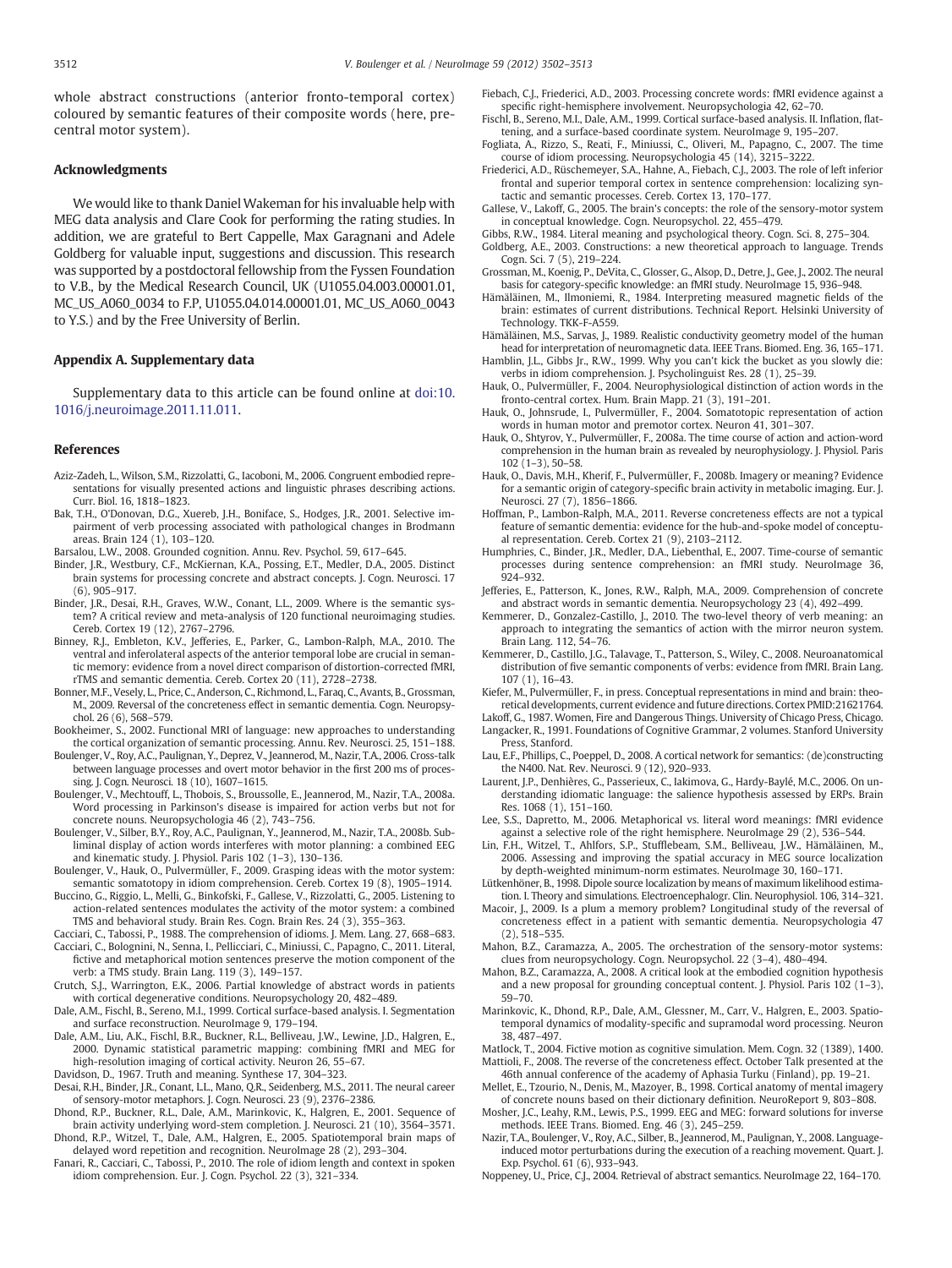whole abstract constructions (anterior fronto-temporal cortex) coloured by semantic features of their composite words (here, precentral motor system).

## Acknowledgments

We would like to thank Daniel Wakeman for his invaluable help with MEG data analysis and Clare Cook for performing the rating studies. In addition, we are grateful to Bert Cappelle, Max Garagnani and Adele Goldberg for valuable input, suggestions and discussion. This research was supported by a postdoctoral fellowship from the Fyssen Foundation to V.B., by the Medical Research Council, UK (U1055.04.003.00001.01, MC_US_A060_0034 to F.P, U1055.04.014.00001.01, MC_US_A060_0043 to Y.S.) and by the Free University of Berlin.

## Appendix A. Supplementary data

Supplementary data to this article can be found online at doi:10.1016/j.neuroimage.2011.11.011.

## References

Aziz-Zadeh, L., Wilson, S.M., Rizzolatti, G., Iacoboni, M., 2006. Congruent embodied representations for visually presented actions and linguistic phrases describing actions. Curr. Biol. 16, 1818–1823.

Bak, T.H., O'Donovan, D.G., Xuereb, J.H., Boniface, S., Hodges, J.R., 2001. Selective impairment of verb processing associated with pathological changes in Brodmann areas. Brain 124 (1), 103–120.

Barsalou, L.W., 2008. Grounded cognition. Annu. Rev. Psychol. 59, 617–645.

Binder, J.R., Westbury, C.F., McKiernan, K.A., Possing, E.T., Medler, D.A., 2005. Distinct brain systems for processing concrete and abstract concepts. J. Cogn. Neurosci. 17 (6), 905–917.

Binder, J.R., Desai, R.H., Graves, W.W., Conant, L.L., 2009. Where is the semantic system? A critical review and meta-analysis of 120 functional neuroimaging studies. Cereb. Cortex 19 (12), 2767–2796.

Binney, R.J., Embleton, K.V., Jefferies, E., Parker, G., Lambon-Ralph, M.A., 2010. The ventral and inferolateral aspects of the anterior temporal lobe are crucial in semantic memory: evidence from a novel direct comparison of distortion-corrected fMRI, rTMS and semantic dementia. Cereb. Cortex 20 (11), 2728–2738.

Bonner, M.F., Vesely, L., Price, C., Anderson, C., Richmond, L., Faraq, C., Avants, B., Grossman, M., 2009. Reversal of the concreteness effect in semantic dementia. Cogn. Neuropsychol. 26 (6), 568–579.

Bookheimer, S., 2002. Functional MRI of language: new approaches to understanding the cortical organization of semantic processing. Annu. Rev. Neurosci. 25, 151–188.

Boulenger, V., Roy, A.C., Paulignan, Y., Deprez, V., Jeannerod, M., Nazir, T.A., 2006. Cross-talk between language processes and overt motor behavior in the first 200 ms of processing. J. Cogn. Neurosci. 18 (10), 1607–1615.

Boulenger, V., Mechtouff, L., Thobois, S., Broussolle, E., Jeannerod, M., Nazir, T.A., 2008a. Word processing in Parkinson's disease is impaired for action verbs but not for concrete nouns. Neuropsychologia 46 (2), 743–756.

Boulenger, V., Silber, B.Y., Roy, A.C., Paulignan, Y., Jeannerod, M., Nazir, T.A., 2008b. Subliminal display of action words interferes with motor planning: a combined EEG and kinematic study. J. Physiol. Paris 102 (1–3), 130–136.

Boulenger, V., Hauk, O., Pulvermüller, F., 2009. Grasping ideas with the motor system: semantic somatotopy in idiom comprehension. Cereb. Cortex 19 (8), 1905–1914.

Buccino, G., Riggio, L., Melli, G., Binkofski, F., Gallese, V., Rizzolatti, G., 2005. Listening to action-related sentences modulates the activity of the motor system: a combined TMS and behavioral study. Brain Res. Cogn. Brain Res. 24 (3), 355–363.

Cacciari, C., Tabossi, P., 1988. The comprehension of idioms. J. Mem. Lang. 27, 668–683.

Cacciari, C., Bolognini, N., Senna, I., Pellicciari, C., Miniussi, C., Papagno, C., 2011. Literal, fictive and metaphorical motion sentences preserve the motion component of the verb: a TMS study. Brain Lang. 119 (3), 149–157.

Crutch, S.J., Warrington, E.K., 2006. Partial knowledge of abstract words in patients with cortical degenerative conditions. Neuropsychology 20, 482–489.

Dale, A.M., Fischl, B., Sereno, M.I., 1999. Cortical surface-based analysis. I. Segmentation and surface reconstruction. NeuroImage 9, 179–194.

Dale, A.M., Liu, A.K., Fischl, B.R., Buckner, R.L., Belliveau, J.W., Lewine, J.D., Halgren, E., 2000. Dynamic statistical parametric mapping: combining fMRI and MEG for high-resolution imaging of cortical activity. Neuron 26, 55–67.

Davidson, D., 1967. Truth and meaning. Synthese 17, 304–323.

Desai, R.H., Binder, J.R., Conant, L.L., Mano, Q.R., Seidenberg, M.S., 2011. The neural career of sensory-motor metaphors. J. Cogn. Neurosci. 23 (9), 2376–2386.

Dhond, R.P., Buckner, R.L., Dale, A.M., Marinkovic, K., Halgren, E., 2001. Sequence of brain activity underlying word-stem completion. J. Neurosci. 21 (10), 3564–3571.

Dhond, R.P., Witzel, T., Dale, A.M., Halgren, E., 2005. Spatiotemporal brain maps of delayed word repetition and recognition. NeuroImage 28 (2), 293–304.

Fanari, R., Cacciari, C., Tabossi, P., 2010. The role of idiom length and context in spoken idiom comprehension. Eur. J. Cogn. Psychol. 22 (3), 321–334.

Fiebach, C.J., Friederici, A.D., 2003. Processing concrete words: fMRI evidence against a specific right-hemisphere involvement. Neuropsychologia 42, 62–70.

Fischl, B., Sereno, M.I., Dale, A.M., 1999. Cortical surface-based analysis. II. Inflation, flattening, and a surface-based coordinate system. NeuroImage 9, 195–207.

Fogliata, A., Rizzo, S., Reati, F., Miniussi, C., Oliveri, M., Papagno, C., 2007. The time course of idiom processing. Neuropsychologia 45 (14), 3215–3222.

Friederici, A.D., Rüschemeyer, S.A., Hahne, A., Fiebach, C.J., 2003. The role of left inferior frontal and superior temporal cortex in sentence comprehension: localizing syntactic and semantic processes. Cereb. Cortex 13, 170–177.

Gallese, V., Lakoff, G., 2005. The brain's concepts: the role of the sensory-motor system in conceptual knowledge. Cogn. Neuropsychol. 22, 455–479.

Gibbs, R.W., 1984. Literal meaning and psychological theory. Cogn. Sci. 8, 275–304.

Goldberg, A.E., 2003. Constructions: a new theoretical approach to language. Trends Cogn. Sci. 7 (5), 219–224.

Grossman, M., Koenig, P., DeVita, C., Glosser, G., Alsop, D., Detre, J., Gee, J., 2002. The neural basis for category-specific knowledge: an fMRI study. NeuroImage 15, 936–948.

Hämäläinen, M., Ilmoniemi, R., 1984. Interpreting measured magnetic fields of the brain: estimates of current distributions. Technical Report. Helsinki University of Technology. TKK-F-A559.

Hämäläinen, M.S., Sarvas, J., 1989. Realistic conductivity geometry model of the human head for interpretation of neuromagnetic data. IEEE Trans. Biomed. Eng. 36, 165–171.

Hamblin, J.L., Gibbs Jr., R.W., 1999. Why you can't kick the bucket as you slowly die: verbs in idiom comprehension. J. Psycholinguist Res. 28 (1), 25–39.

Hauk, O., Pulvermüller, F., 2004. Neurophysiological distinction of action words in the fronto-central cortex. Hum. Brain Mapp. 21 (3), 191–201.

Hauk, O., Johnsrude, I., Pulvermüller, F., 2004. Somatotopic representation of action words in human motor and premotor cortex. Neuron 41, 301–307.

Hauk, O., Shtyrov, Y., Pulvermüller, F., 2008a. The time course of action and action-word comprehension in the human brain as revealed by neurophysiology. J. Physiol. Paris 102 (1–3), 50–58.

Hauk, O., Davis, M.H., Kherif, F., Pulvermüller, F., 2008b. Imagery or meaning? Evidence for a semantic origin of category-specific brain activity in metabolic imaging. Eur. J. Neurosci. 27 (7), 1856–1866.

Hoffman, P., Lambon-Ralph, M.A., 2011. Reverse concreteness effects are not a typical feature of semantic dementia: evidence for the hub-and-spoke model of conceptual representation. Cereb. Cortex 21 (9), 2103–2112.

Humphries, C., Binder, J.R., Medler, D.A., Liebenthal, E., 2007. Time-course of semantic processes during sentence comprehension: an fMRI study. NeuroImage 36, 924–932.

Jefferies, E., Patterson, K., Jones, R.W., Ralph, M.A., 2009. Comprehension of concrete and abstract words in semantic dementia. Neuropsychology 23 (4), 492–499.

Kemmerer, D., Gonzalez-Castillo, J., 2010. The two-level theory of verb meaning: an approach to integrating the semantics of action with the mirror neuron system. Brain Lang. 112, 54–76.

Kemmerer, D., Castillo, J.G., Talavage, T., Patterson, S., Wiley, C., 2008. Neuroanatomical distribution of five semantic components of verbs: evidence from fMRI. Brain Lang. 107 (1), 16–43.

Kiefer, M., Pulvermüller, F., in press. Conceptual representations in mind and brain: theoretical developments, current evidence and future directions. Cortex PMID:21621764.

Lakoff, G., 1987. Women, Fire and Dangerous Things. University of Chicago Press, Chicago.

Langacker, R., 1991. Foundations of Cognitive Grammar, 2 volumes. Stanford University Press, Stanford.

Lau, E.F., Phillips, C., Poeppel, D., 2008. A cortical network for semantics: (de)constructing the N400. Nat. Rev. Neurosci. 9 (12), 920–933.

Laurent, J.P., Denhières, G., Passerieux, C., Iakimova, G., Hardy-Baylé, M.C., 2006. On understanding idiomatic language: the salience hypothesis assessed by ERPs. Brain Res. 1068 (1), 151–160.

Lee, S.S., Dapretto, M., 2006. Metaphorical vs. literal word meanings: fMRI evidence against a selective role of the right hemisphere. NeuroImage 29 (2), 536–544.

Lin, F.H., Witzel, T., Ahlfors, S.P., Stufflebeam, S.M., Belliveau, J.W., Hämäläinen, M., 2006. Assessing and improving the spatial accuracy in MEG source localization by depth-weighted minimum-norm estimates. NeuroImage 30, 160–171.

Lütkenhöner, B., 1998. Dipole source localization by means of maximum likelihood estimation. I. Theory and simulations. Electroencephalogr. Clin. Neurophysiol. 106, 314–321.

Macoir, J., 2009. Is a plum a memory problem? Longitudinal study of the reversal of concreteness effect in a patient with semantic dementia. Neuropsychologia 47 (2), 518–535.

Mahon, B.Z., Caramazza, A., 2005. The orchestration of the sensory-motor systems: clues from neuropsychology. Cogn. Neuropsychol. 22 (3–4), 480–494.

Mahon, B.Z., Caramazza, A., 2008. A critical look at the embodied cognition hypothesis and a new proposal for grounding conceptual content. J. Physiol. Paris 102 (1–3), 59–70.

Marinkovic, K., Dhond, R.P., Dale, A.M., Glessner, M., Carr, V., Halgren, E., 2003. Spatiotemporal dynamics of modality-specific and supramodal word processing. Neuron 38, 487–497.

Matlock, T., 2004. Fictive motion as cognitive simulation. Mem. Cogn. 32 (1389), 1400.

Mattioli, F., 2008. The reverse of the concreteness effect. October Talk presented at the 46th annual conference of the academy of Aphasia Turku (Finland), pp. 19–21.

Mellet, E., Tzourio, N., Denis, M., Mazoyer, B., 1998. Cortical anatomy of mental imagery of concrete nouns based on their dictionary definition. NeuroReport 9, 803–808.

Mosher, J.C., Leahy, R.M., Lewis, P.S., 1999. EEG and MEG: forward solutions for inverse methods. IEEE Trans. Biomed. Eng. 46 (3), 245–259.

Nazir, T.A., Boulenger, V., Roy, A.C., Silber, B., Jeannerod, M., Paulignan, Y., 2008. Language-induced motor perturbations during the execution of a reaching movement. Quart. J. Exp. Psychol. 61 (6), 933–943.

Noppeney, U., Price, C.J., 2004. Retrieval of abstract semantics. NeuroImage 22, 164–170.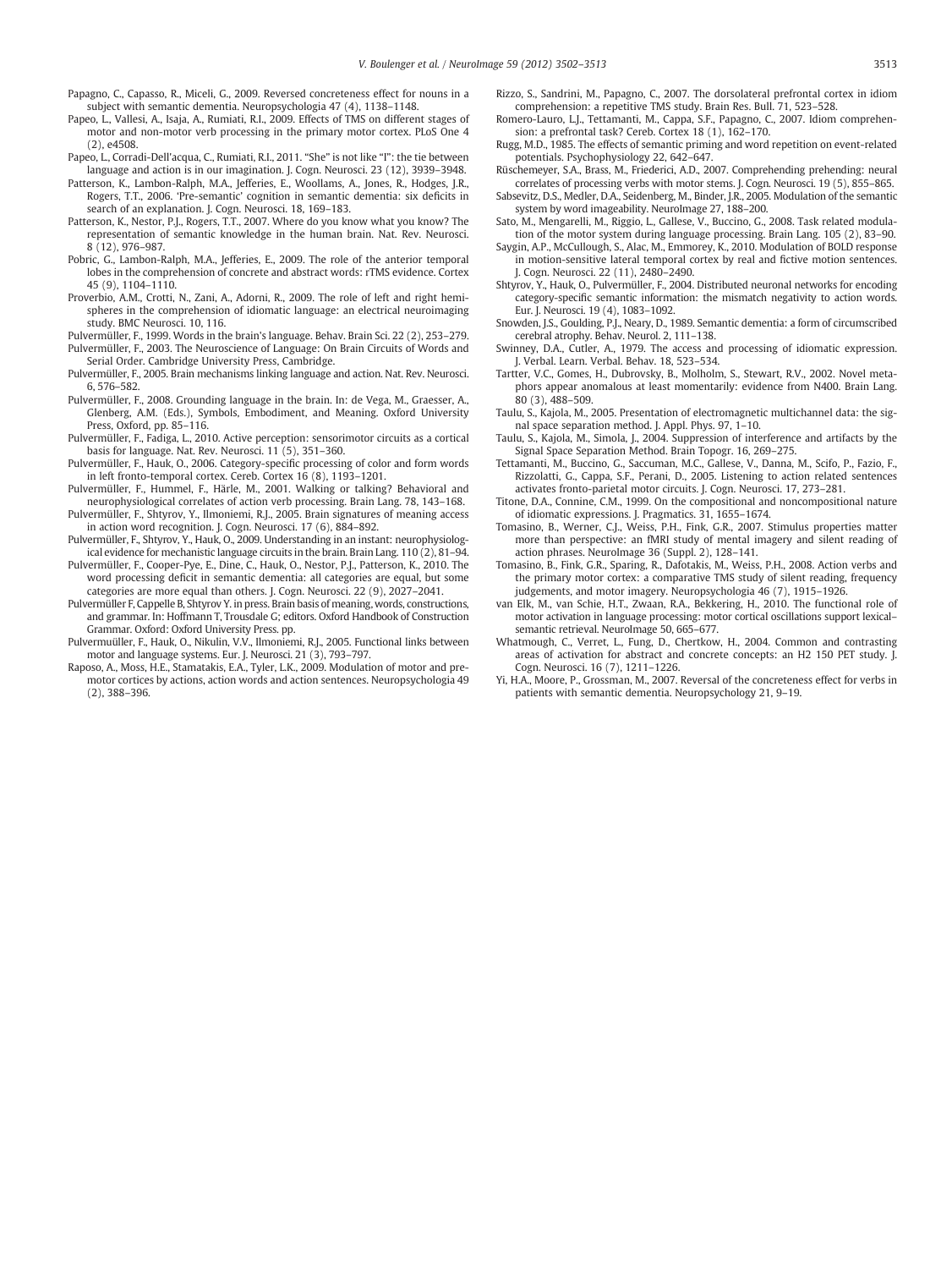Papagno, C., Capasso, R., Miceli, G., 2009. Reversed concreteness effect for nouns in a subject with semantic dementia. Neuropsychologia 47 (4), 1138–1148.

Papeo, L., Vallesi, A., Isaja, A., Rumiati, R.I., 2009. Effects of TMS on different stages of motor and non-motor verb processing in the primary motor cortex. PLoS One 4 (2), e4508.

Papeo, L., Corradi-Dell'acqua, C., Rumiati, R.I., 2011. "She" is not like "I": the tie between language and action is in our imagination. J. Cogn. Neurosci. 23 (12), 3939–3948.

Patterson, K., Lambon-Ralph, M.A., Jefferies, E., Woollams, A., Jones, R., Hodges, J.R., Rogers, T.T., 2006. 'Pre-semantic' cognition in semantic dementia: six deficits in search of an explanation. J. Cogn. Neurosci. 18, 169–183.

Patterson, K., Nestor, P.J., Rogers, T.T., 2007. Where do you know what you know? The representation of semantic knowledge in the human brain. Nat. Rev. Neurosci. 8 (12), 976–987.

Pobric, G., Lambon-Ralph, M.A., Jefferies, E., 2009. The role of the anterior temporal lobes in the comprehension of concrete and abstract words: rTMS evidence. Cortex 45 (9), 1104–1110.

Proverbio, A.M., Crotti, N., Zani, A., Adorni, R., 2009. The role of left and right hemispheres in the comprehension of idiomatic language: an electrical neuroimaging study. BMC Neurosci. 10, 116.

Pulvermüller, F., 1999. Words in the brain's language. Behav. Brain Sci. 22 (2), 253–279.

Pulvermüller, F., 2003. The Neuroscience of Language: On Brain Circuits of Words and Serial Order. Cambridge University Press, Cambridge.

Pulvermüller, F., 2005. Brain mechanisms linking language and action. Nat. Rev. Neurosci. 6, 576–582.

Pulvermüller, F., 2008. Grounding language in the brain. In: de Vega, M., Graesser, A., Glenberg, A.M. (Eds.), Symbols, Embodiment, and Meaning. Oxford University Press, Oxford, pp. 85–116.

Pulvermüller, F., Fadiga, L., 2010. Active perception: sensorimotor circuits as a cortical basis for language. Nat. Rev. Neurosci. 11 (5), 351–360.

Pulvermüller, F., Hauk, O., 2006. Category-specific processing of color and form words in left fronto-temporal cortex. Cereb. Cortex 16 (8), 1193–1201.

Pulvermüller, F., Hummel, F., Härle, M., 2001. Walking or talking? Behavioral and neurophysiological correlates of action verb processing. Brain Lang. 78, 143–168.

Pulvermüller, F., Shtyrov, Y., Ilmoniemi, R.J., 2005. Brain signatures of meaning access in action word recognition. J. Cogn. Neurosci. 17 (6), 884–892.

Pulvermüller, F., Shtyrov, Y., Hauk, O., 2009. Understanding in an instant: neurophysiological evidence for mechanistic language circuits in the brain. Brain Lang. 110 (2), 81–94.

Pulvermüller, F., Cooper-Pye, E., Dine, C., Hauk, O., Nestor, P.J., Patterson, K., 2010. The word processing deficit in semantic dementia: all categories are equal, but some categories are more equal than others. J. Cogn. Neurosci. 22 (9), 2027–2041.

Pulvermüller F, Cappelle B, Shtyrov Y. in press. Brain basis of meaning, words, constructions, and grammar. In: Hoffmann T, Trousdale G; editors. Oxford Handbook of Construction Grammar. Oxford: Oxford University Press. pp.

Pulvermuüller, F., Hauk, O., Nikulin, V.V., Ilmoniemi, R.J., 2005. Functional links between motor and language systems. Eur. J. Neurosci. 21 (3), 793–797.

Raposo, A., Moss, H.E., Stamatakis, E.A., Tyler, L.K., 2009. Modulation of motor and premotor cortices by actions, action words and action sentences. Neuropsychologia 49 (2), 388–396.

Rizzo, S., Sandrini, M., Papagno, C., 2007. The dorsolateral prefrontal cortex in idiom comprehension: a repetitive TMS study. Brain Res. Bull. 71, 523–528.

Romero-Lauro, L.J., Tettamanti, M., Cappa, S.F., Papagno, C., 2007. Idiom comprehension: a prefrontal task? Cereb. Cortex 18 (1), 162–170.

Rugg, M.D., 1985. The effects of semantic priming and word repetition on event-related potentials. Psychophysiology 22, 642–647.

Rüschemeyer, S.A., Brass, M., Friederici, A.D., 2007. Comprehending prehending: neural correlates of processing verbs with motor stems. J. Cogn. Neurosci. 19 (5), 855–865.

Sabsevitz, D.S., Medler, D.A., Seidenberg, M., Binder, J.R., 2005. Modulation of the semantic system by word imageability. NeuroImage 27, 188–200.

Sato, M., Mengarelli, M., Riggio, L., Gallese, V., Buccino, G., 2008. Task related modulation of the motor system during language processing. Brain Lang. 105 (2), 83–90.

Saygin, A.P., McCullough, S., Alac, M., Emmorey, K., 2010. Modulation of BOLD response in motion-sensitive lateral temporal cortex by real and fictive motion sentences. J. Cogn. Neurosci. 22 (11), 2480–2490.

Shtyrov, Y., Hauk, O., Pulvermüller, F., 2004. Distributed neuronal networks for encoding category-specific semantic information: the mismatch negativity to action words. Eur. J. Neurosci. 19 (4), 1083–1092.

Snowden, J.S., Goulding, P.J., Neary, D., 1989. Semantic dementia: a form of circumscribed cerebral atrophy. Behav. Neurol. 2, 111–138.

Swinney, D.A., Cutler, A., 1979. The access and processing of idiomatic expression. J. Verbal. Learn. Verbal. Behav. 18, 523–534.

Tartter, V.C., Gomes, H., Dubrovsky, B., Molholm, S., Stewart, R.V., 2002. Novel metaphors appear anomalous at least momentarily: evidence from N400. Brain Lang. 80 (3), 488–509.

Taulu, S., Kajola, M., 2005. Presentation of electromagnetic multichannel data: the signal space separation method. J. Appl. Phys. 97, 1–10.

Taulu, S., Kajola, M., Simola, J., 2004. Suppression of interference and artifacts by the Signal Space Separation Method. Brain Topogr. 16, 269–275.

Tettamanti, M., Buccino, G., Saccuman, M.C., Gallese, V., Danna, M., Scifo, P., Fazio, F., Rizzolatti, G., Cappa, S.F., Perani, D., 2005. Listening to action related sentences activates fronto-parietal motor circuits. J. Cogn. Neurosci. 17, 273–281.

Titone, D.A., Connine, C.M., 1999. On the compositional and noncompositional nature of idiomatic expressions. J. Pragmatics. 31, 1655–1674.

Tomasino, B., Werner, C.J., Weiss, P.H., Fink, G.R., 2007. Stimulus properties matter more than perspective: an fMRI study of mental imagery and silent reading of action phrases. NeuroImage 36 (Suppl. 2), 128–141.

Tomasino, B., Fink, G.R., Sparing, R., Dafotakis, M., Weiss, P.H., 2008. Action verbs and the primary motor cortex: a comparative TMS study of silent reading, frequency judgements, and motor imagery. Neuropsychologia 46 (7), 1915–1926.

van Elk, M., van Schie, H.T., Zwaan, R.A., Bekkering, H., 2010. The functional role of motor activation in language processing: motor cortical oscillations support lexical–semantic retrieval. NeuroImage 50, 665–677.

Whatmough, C., Verret, L., Fung, D., Chertkow, H., 2004. Common and contrasting areas of activation for abstract and concrete concepts: an H2 150 PET study. J. Cogn. Neurosci. 16 (7), 1211–1226.

Yi, H.A., Moore, P., Grossman, M., 2007. Reversal of the concreteness effect for verbs in patients with semantic dementia. Neuropsychology 21, 9–19.